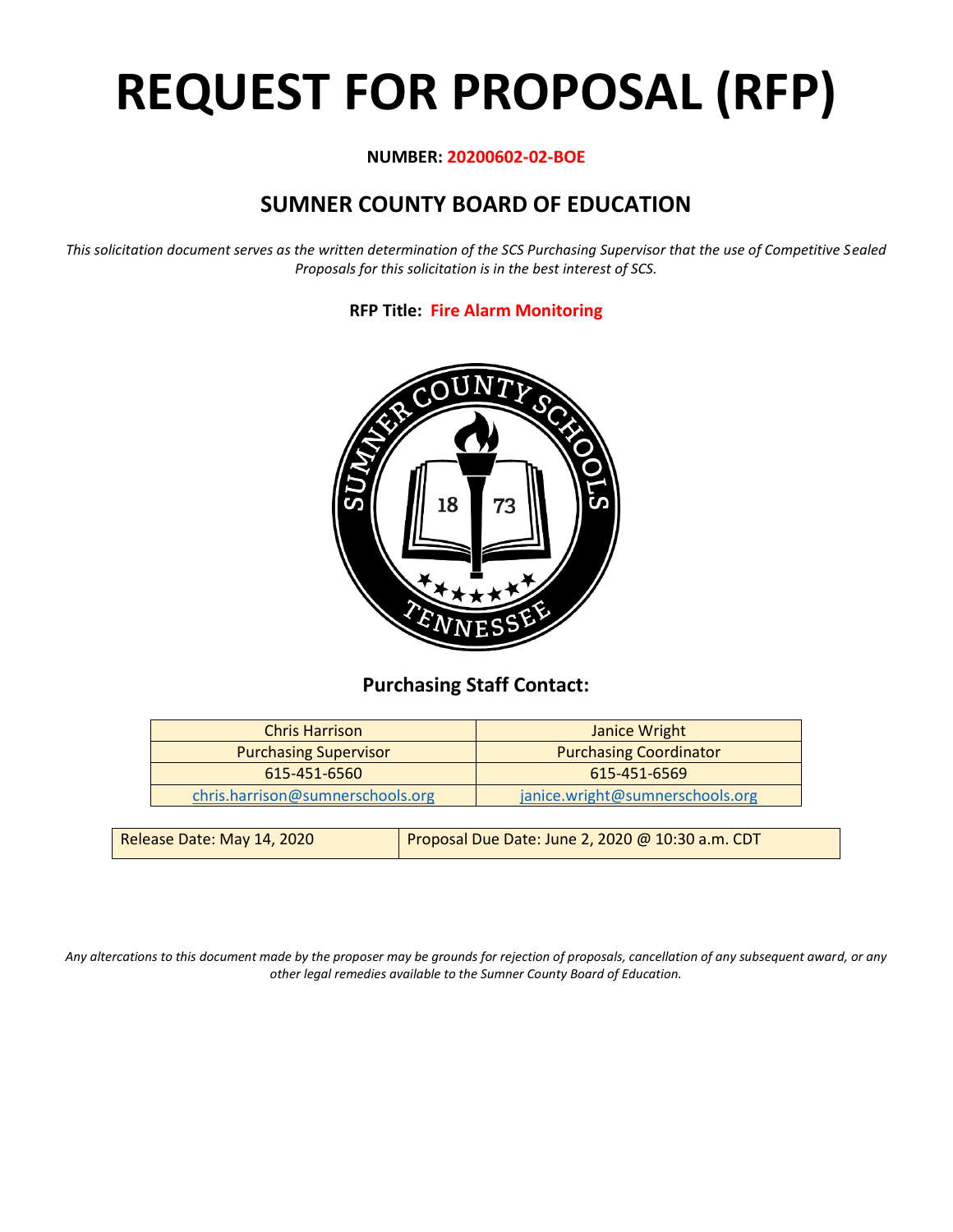# REQUEST FOR PROPOSAL (RFP)

**NUMBER: 20200602-02-BOE**

## SUMNER COUNTY BOARD OF EDUCATION

*This solicitation document serves as the written determination of the SCS Purchasing Supervisor that the use of Competitive Sealed Proposals for this solicitation is in the best interest of SCS.*

**RFP Title: Fire Alarm Monitoring**

### Purchasing Staff Contact:

| Chris Harrison | Janice Wright |
|---|---|
| Purchasing Supervisor | Purchasing Coordinator |
| 615-451-6560 | 615-451-6569 |
| chris.harrison@sumnerschools.org | janice.wright@sumnerschools.org |

| Release Date: May 14, 2020 | Proposal Due Date: June 2, 2020 @ 10:30 a.m. CDT |
|---|---|

*Any altercations to this document made by the proposer may be grounds for rejection of proposals, cancellation of any subsequent award, or any other legal remedies available to the Sumner County Board of Education.*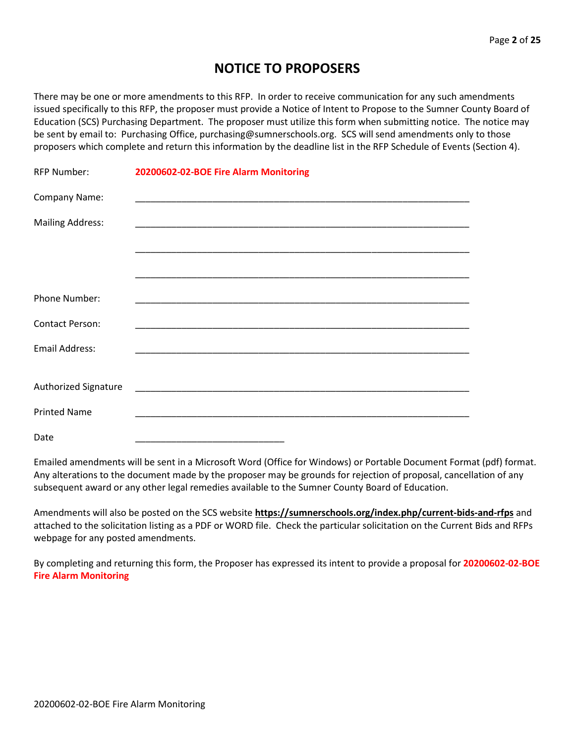# NOTICE TO PROPOSERS

There may be one or more amendments to this RFP. In order to receive communication for any such amendments issued specifically to this RFP, the proposer must provide a Notice of Intent to Propose to the Sumner County Board of Education (SCS) Purchasing Department. The proposer must utilize this form when submitting notice. The notice may be sent by email to: Purchasing Office, purchasing@sumnerschools.org. SCS will send amendments only to those proposers which complete and return this information by the deadline list in the RFP Schedule of Events (Section 4).

RFP Number: **20200602-02-BOE Fire Alarm Monitoring**

Company Name: ____________________________________________________________

Mailing Address: ____________________________________________________________

____________________________________________________________

____________________________________________________________

Phone Number: ____________________________________________________________

Contact Person: ____________________________________________________________

Email Address: ____________________________________________________________

Authorized Signature ____________________________________________________________

Printed Name ____________________________________________________________

Date ____________________________

Emailed amendments will be sent in a Microsoft Word (Office for Windows) or Portable Document Format (pdf) format. Any alterations to the document made by the proposer may be grounds for rejection of proposal, cancellation of any subsequent award or any other legal remedies available to the Sumner County Board of Education.

Amendments will also be posted on the SCS website **https://sumnerschools.org/index.php/current-bids-and-rfps** and attached to the solicitation listing as a PDF or WORD file. Check the particular solicitation on the Current Bids and RFPs webpage for any posted amendments.

By completing and returning this form, the Proposer has expressed its intent to provide a proposal for **20200602-02-BOE Fire Alarm Monitoring**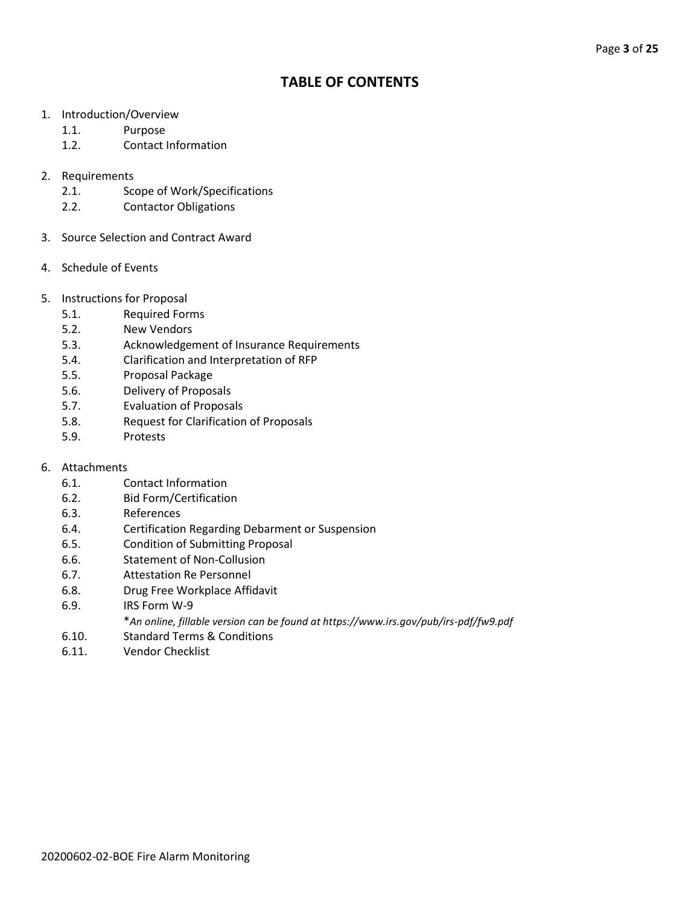# TABLE OF CONTENTS

1. Introduction/Overview
   - 1.1. Purpose
   - 1.2. Contact Information

2. Requirements
   - 2.1. Scope of Work/Specifications
   - 2.2. Contactor Obligations

3. Source Selection and Contract Award

4. Schedule of Events

5. Instructions for Proposal
   - 5.1. Required Forms
   - 5.2. New Vendors
   - 5.3. Acknowledgement of Insurance Requirements
   - 5.4. Clarification and Interpretation of RFP
   - 5.5. Proposal Package
   - 5.6. Delivery of Proposals
   - 5.7. Evaluation of Proposals
   - 5.8. Request for Clarification of Proposals
   - 5.9. Protests

6. Attachments
   - 6.1. Contact Information
   - 6.2. Bid Form/Certification
   - 6.3. References
   - 6.4. Certification Regarding Debarment or Suspension
   - 6.5. Condition of Submitting Proposal
   - 6.6. Statement of Non-Collusion
   - 6.7. Attestation Re Personnel
   - 6.8. Drug Free Workplace Affidavit
   - 6.9. IRS Form W-9
     *\*An online, fillable version can be found at https://www.irs.gov/pub/irs-pdf/fw9.pdf*
   - 6.10. Standard Terms & Conditions
   - 6.11. Vendor Checklist

20200602-02-BOE Fire Alarm Monitoring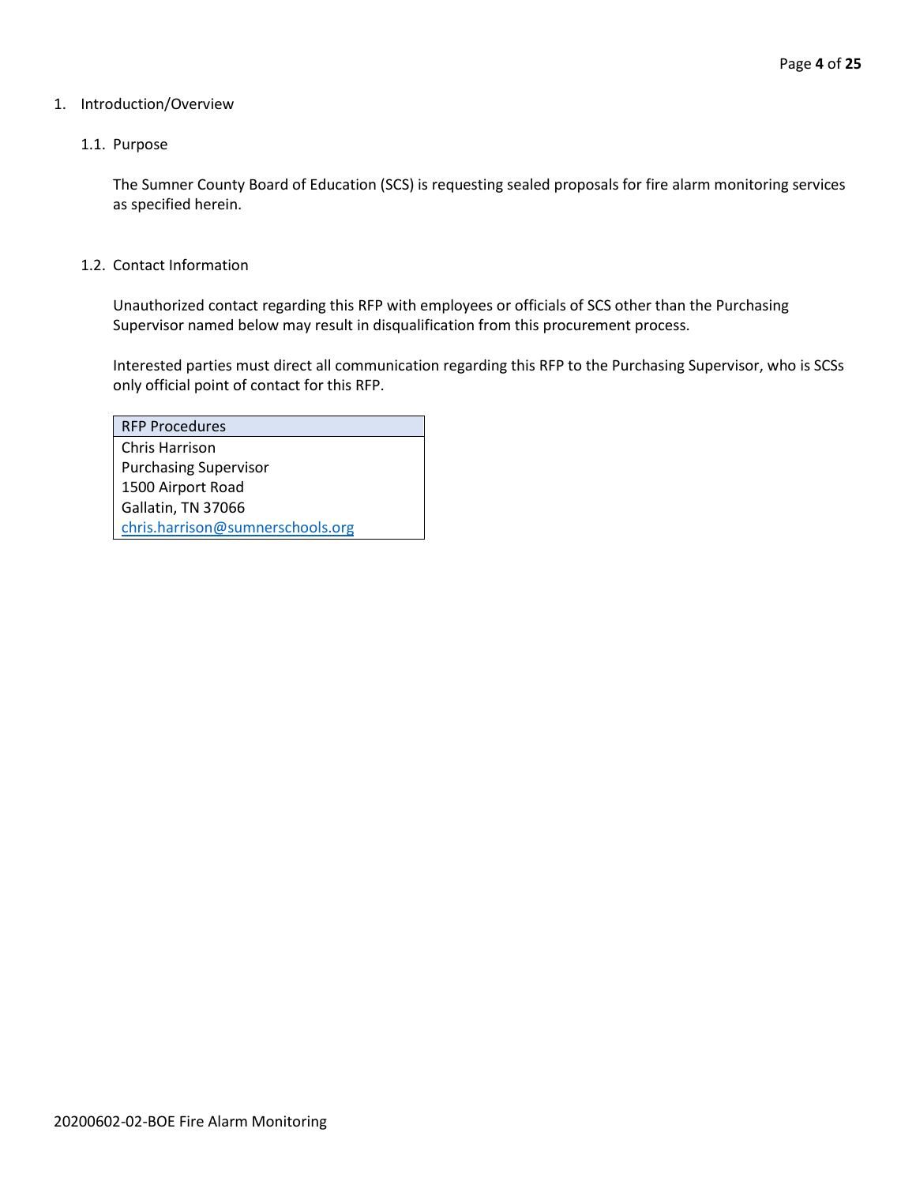# 1. Introduction/Overview

## 1.1. Purpose

The Sumner County Board of Education (SCS) is requesting sealed proposals for fire alarm monitoring services as specified herein.

## 1.2. Contact Information

Unauthorized contact regarding this RFP with employees or officials of SCS other than the Purchasing Supervisor named below may result in disqualification from this procurement process.

Interested parties must direct all communication regarding this RFP to the Purchasing Supervisor, who is SCSs only official point of contact for this RFP.

| RFP Procedures |
|---|
| Chris Harrison<br>Purchasing Supervisor<br>1500 Airport Road<br>Gallatin, TN 37066<br>chris.harrison@sumnerschools.org |

20200602-02-BOE Fire Alarm Monitoring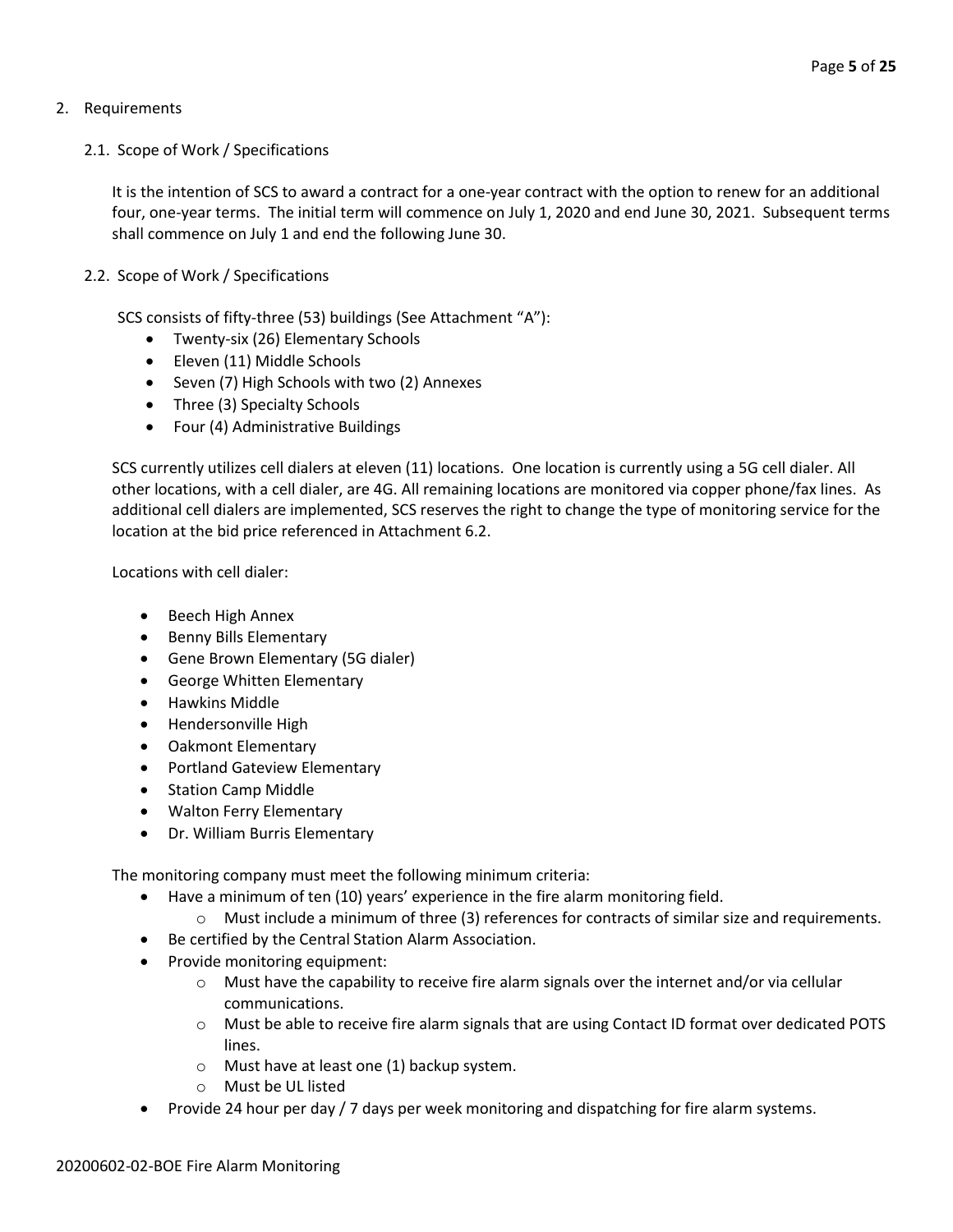## 2. Requirements

### 2.1. Scope of Work / Specifications

It is the intention of SCS to award a contract for a one-year contract with the option to renew for an additional four, one-year terms. The initial term will commence on July 1, 2020 and end June 30, 2021. Subsequent terms shall commence on July 1 and end the following June 30.

### 2.2. Scope of Work / Specifications

SCS consists of fifty-three (53) buildings (See Attachment "A"):

- Twenty-six (26) Elementary Schools
- Eleven (11) Middle Schools
- Seven (7) High Schools with two (2) Annexes
- Three (3) Specialty Schools
- Four (4) Administrative Buildings

SCS currently utilizes cell dialers at eleven (11) locations. One location is currently using a 5G cell dialer. All other locations, with a cell dialer, are 4G. All remaining locations are monitored via copper phone/fax lines. As additional cell dialers are implemented, SCS reserves the right to change the type of monitoring service for the location at the bid price referenced in Attachment 6.2.

Locations with cell dialer:

- Beech High Annex
- Benny Bills Elementary
- Gene Brown Elementary (5G dialer)
- George Whitten Elementary
- Hawkins Middle
- Hendersonville High
- Oakmont Elementary
- Portland Gateview Elementary
- Station Camp Middle
- Walton Ferry Elementary
- Dr. William Burris Elementary

The monitoring company must meet the following minimum criteria:

- Have a minimum of ten (10) years' experience in the fire alarm monitoring field.
  - Must include a minimum of three (3) references for contracts of similar size and requirements.
- Be certified by the Central Station Alarm Association.
- Provide monitoring equipment:
  - Must have the capability to receive fire alarm signals over the internet and/or via cellular communications.
  - Must be able to receive fire alarm signals that are using Contact ID format over dedicated POTS lines.
  - Must have at least one (1) backup system.
  - Must be UL listed
- Provide 24 hour per day / 7 days per week monitoring and dispatching for fire alarm systems.

20200602-02-BOE Fire Alarm Monitoring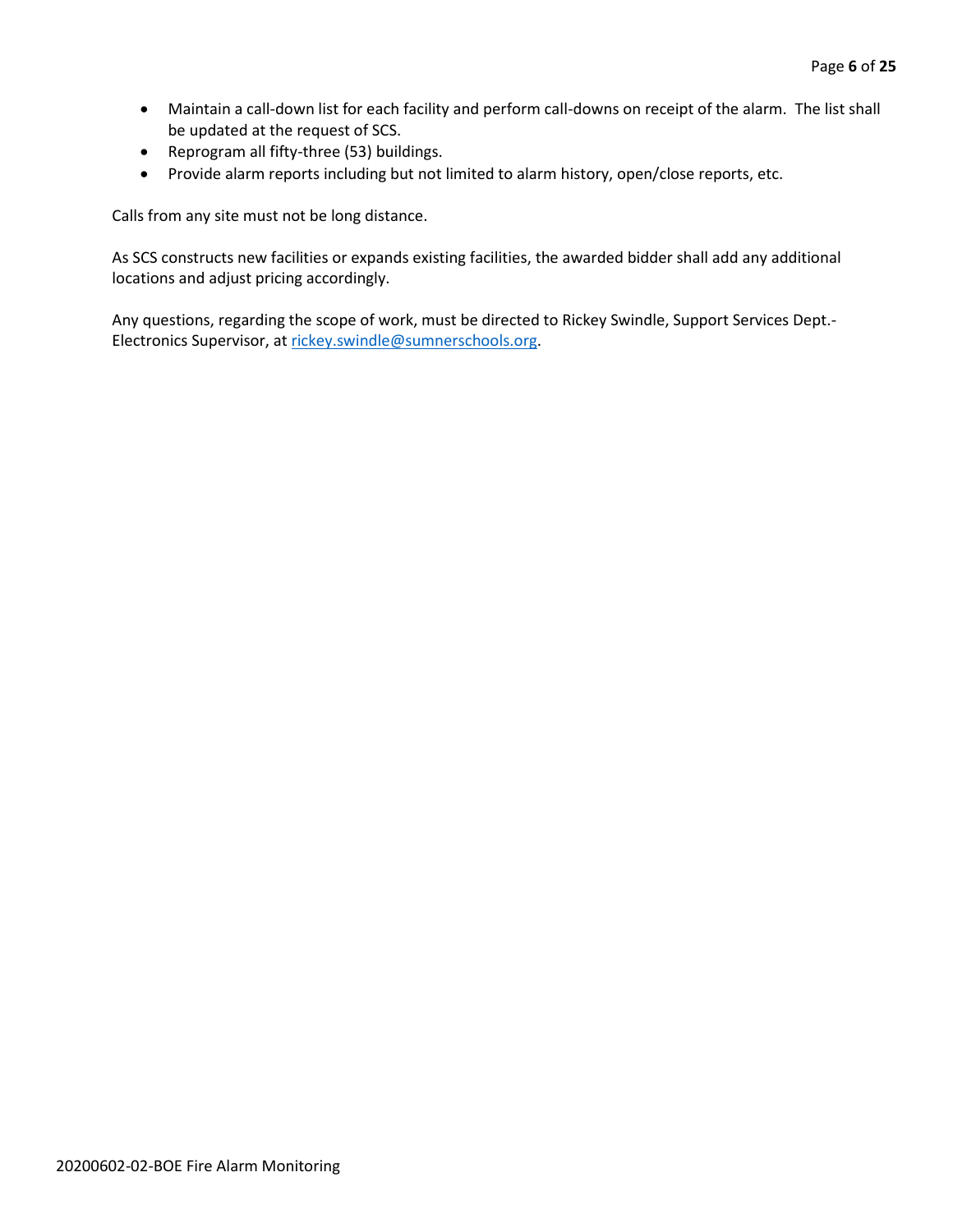- Maintain a call-down list for each facility and perform call-downs on receipt of the alarm. The list shall be updated at the request of SCS.
- Reprogram all fifty-three (53) buildings.
- Provide alarm reports including but not limited to alarm history, open/close reports, etc.

Calls from any site must not be long distance.

As SCS constructs new facilities or expands existing facilities, the awarded bidder shall add any additional locations and adjust pricing accordingly.

Any questions, regarding the scope of work, must be directed to Rickey Swindle, Support Services Dept.-Electronics Supervisor, at rickey.swindle@sumnerschools.org.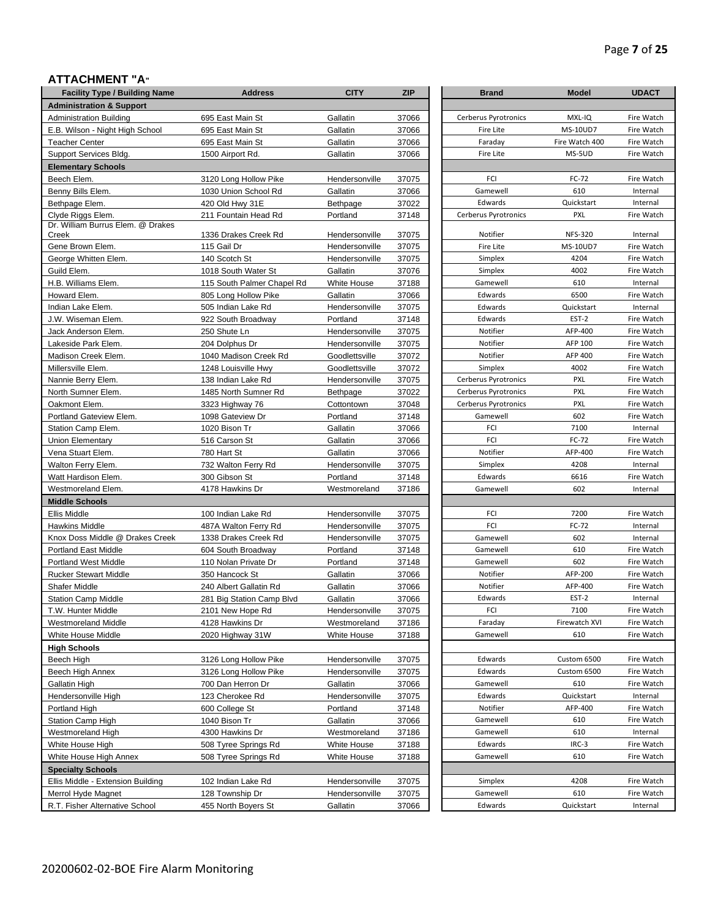## ATTACHMENT "A"

| Facility Type / Building Name | Address | CITY | ZIP | Brand | Model | UDACT |
|---|---|---|---|---|---|---|
| **Administration & Support** | | | | | | |
| Administration Building | 695 East Main St | Gallatin | 37066 | Cerberus Pyrotronics | MXL-IQ | Fire Watch |
| E.B. Wilson - Night High School | 695 East Main St | Gallatin | 37066 | Fire Lite | MS-10UD7 | Fire Watch |
| Teacher Center | 695 East Main St | Gallatin | 37066 | Faraday | Fire Watch 400 | Fire Watch |
| Support Services Bldg. | 1500 Airport Rd. | Gallatin | 37066 | Fire Lite | MS-5UD | Fire Watch |
| **Elementary Schools** | | | | | | |
| Beech Elem. | 3120 Long Hollow Pike | Hendersonville | 37075 | FCI | FC-72 | Fire Watch |
| Benny Bills Elem. | 1030 Union School Rd | Gallatin | 37066 | Gamewell | 610 | Internal |
| Bethpage Elem. | 420 Old Hwy 31E | Bethpage | 37022 | Edwards | Quickstart | Internal |
| Clyde Riggs Elem. | 211 Fountain Head Rd | Portland | 37148 | Cerberus Pyrotronics | PXL | Fire Watch |
| Dr. William Burrus Elem. @ Drakes Creek | 1336 Drakes Creek Rd | Hendersonville | 37075 | Notifier | NFS-320 | Internal |
| Gene Brown Elem. | 115 Gail Dr | Hendersonville | 37075 | Fire Lite | MS-10UD7 | Fire Watch |
| George Whitten Elem. | 140 Scotch St | Hendersonville | 37075 | Simplex | 4204 | Fire Watch |
| Guild Elem. | 1018 South Water St | Gallatin | 37076 | Simplex | 4002 | Fire Watch |
| H.B. Williams Elem. | 115 South Palmer Chapel Rd | White House | 37188 | Gamewell | 610 | Internal |
| Howard Elem. | 805 Long Hollow Pike | Gallatin | 37066 | Edwards | 6500 | Fire Watch |
| Indian Lake Elem. | 505 Indian Lake Rd | Hendersonville | 37075 | Edwards | Quickstart | Internal |
| J.W. Wiseman Elem. | 922 South Broadway | Portland | 37148 | Edwards | EST-2 | Fire Watch |
| Jack Anderson Elem. | 250 Shute Ln | Hendersonville | 37075 | Notifier | AFP-400 | Fire Watch |
| Lakeside Park Elem. | 204 Dolphus Dr | Hendersonville | 37075 | Notifier | AFP 100 | Fire Watch |
| Madison Creek Elem. | 1040 Madison Creek Rd | Goodlettsville | 37072 | Notifier | AFP 400 | Fire Watch |
| Millersville Elem. | 1248 Louisville Hwy | Goodlettsville | 37072 | Simplex | 4002 | Fire Watch |
| Nannie Berry Elem. | 138 Indian Lake Rd | Hendersonville | 37075 | Cerberus Pyrotronics | PXL | Fire Watch |
| North Sumner Elem. | 1485 North Sumner Rd | Bethpage | 37022 | Cerberus Pyrotronics | PXL | Fire Watch |
| Oakmont Elem. | 3323 Highway 76 | Cottontown | 37048 | Cerberus Pyrotronics | PXL | Fire Watch |
| Portland Gateview Elem. | 1098 Gateview Dr | Portland | 37148 | Gamewell | 602 | Fire Watch |
| Station Camp Elem. | 1020 Bison Tr | Gallatin | 37066 | FCI | 7100 | Internal |
| Union Elementary | 516 Carson St | Gallatin | 37066 | FCI | FC-72 | Fire Watch |
| Vena Stuart Elem. | 780 Hart St | Gallatin | 37066 | Notifier | AFP-400 | Fire Watch |
| Walton Ferry Elem. | 732 Walton Ferry Rd | Hendersonville | 37075 | Simplex | 4208 | Internal |
| Watt Hardison Elem. | 300 Gibson St | Portland | 37148 | Edwards | 6616 | Fire Watch |
| Westmoreland Elem. | 4178 Hawkins Dr | Westmoreland | 37186 | Gamewell | 602 | Internal |
| **Middle Schools** | | | | | | |
| Ellis Middle | 100 Indian Lake Rd | Hendersonville | 37075 | FCI | 7200 | Fire Watch |
| Hawkins Middle | 487A Walton Ferry Rd | Hendersonville | 37075 | FCI | FC-72 | Internal |
| Knox Doss Middle @ Drakes Creek | 1338 Drakes Creek Rd | Hendersonville | 37075 | Gamewell | 602 | Internal |
| Portland East Middle | 604 South Broadway | Portland | 37148 | Gamewell | 610 | Fire Watch |
| Portland West Middle | 110 Nolan Private Dr | Portland | 37148 | Gamewell | 602 | Fire Watch |
| Rucker Stewart Middle | 350 Hancock St | Gallatin | 37066 | Notifier | AFP-200 | Fire Watch |
| Shafer Middle | 240 Albert Gallatin Rd | Gallatin | 37066 | Notifier | AFP-400 | Fire Watch |
| Station Camp Middle | 281 Big Station Camp Blvd | Gallatin | 37066 | Edwards | EST-2 | Internal |
| T.W. Hunter Middle | 2101 New Hope Rd | Hendersonville | 37075 | FCI | 7100 | Fire Watch |
| Westmoreland Middle | 4128 Hawkins Dr | Westmoreland | 37186 | Faraday | Firewatch XVI | Fire Watch |
| White House Middle | 2020 Highway 31W | White House | 37188 | Gamewell | 610 | Fire Watch |
| **High Schools** | | | | | | |
| Beech High | 3126 Long Hollow Pike | Hendersonville | 37075 | Edwards | Custom 6500 | Fire Watch |
| Beech High Annex | 3126 Long Hollow Pike | Hendersonville | 37075 | Edwards | Custom 6500 | Fire Watch |
| Gallatin High | 700 Dan Herron Dr | Gallatin | 37066 | Gamewell | 610 | Fire Watch |
| Hendersonville High | 123 Cherokee Rd | Hendersonville | 37075 | Edwards | Quickstart | Internal |
| Portland High | 600 College St | Portland | 37148 | Notifier | AFP-400 | Fire Watch |
| Station Camp High | 1040 Bison Tr | Gallatin | 37066 | Gamewell | 610 | Fire Watch |
| Westmoreland High | 4300 Hawkins Dr | Westmoreland | 37186 | Gamewell | 610 | Internal |
| White House High | 508 Tyree Springs Rd | White House | 37188 | Edwards | IRC-3 | Fire Watch |
| White House High Annex | 508 Tyree Springs Rd | White House | 37188 | Gamewell | 610 | Fire Watch |
| **Specialty Schools** | | | | | | |
| Ellis Middle - Extension Building | 102 Indian Lake Rd | Hendersonville | 37075 | Simplex | 4208 | Fire Watch |
| Merrol Hyde Magnet | 128 Township Dr | Hendersonville | 37075 | Gamewell | 610 | Fire Watch |
| R.T. Fisher Alternative School | 455 North Boyers St | Gallatin | 37066 | Edwards | Quickstart | Internal |

20200602-02-BOE Fire Alarm Monitoring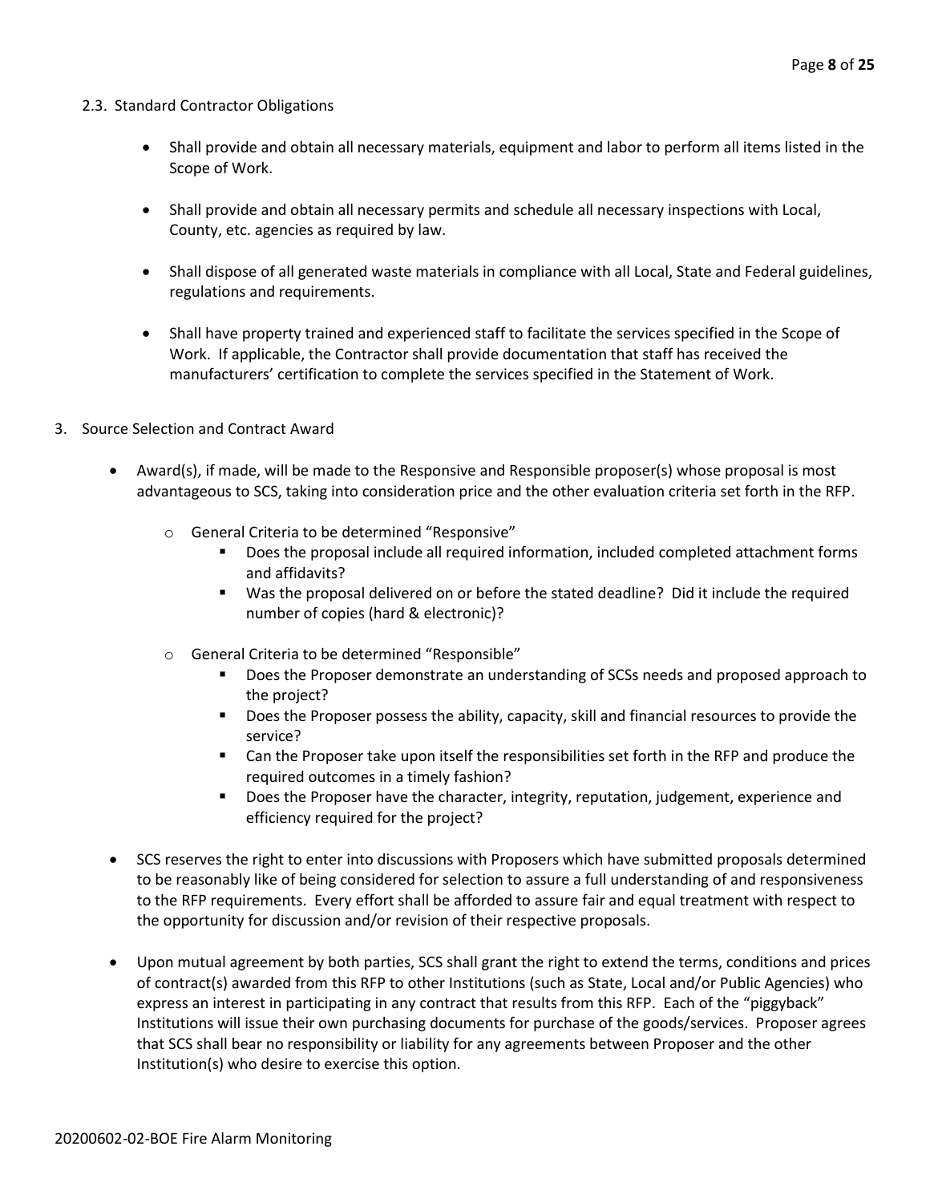2.3. Standard Contractor Obligations

- Shall provide and obtain all necessary materials, equipment and labor to perform all items listed in the Scope of Work.
- Shall provide and obtain all necessary permits and schedule all necessary inspections with Local, County, etc. agencies as required by law.
- Shall dispose of all generated waste materials in compliance with all Local, State and Federal guidelines, regulations and requirements.
- Shall have property trained and experienced staff to facilitate the services specified in the Scope of Work. If applicable, the Contractor shall provide documentation that staff has received the manufacturers' certification to complete the services specified in the Statement of Work.

3. Source Selection and Contract Award

- Award(s), if made, will be made to the Responsive and Responsible proposer(s) whose proposal is most advantageous to SCS, taking into consideration price and the other evaluation criteria set forth in the RFP.
    - General Criteria to be determined "Responsive"
        - Does the proposal include all required information, included completed attachment forms and affidavits?
        - Was the proposal delivered on or before the stated deadline? Did it include the required number of copies (hard & electronic)?
    - General Criteria to be determined "Responsible"
        - Does the Proposer demonstrate an understanding of SCSs needs and proposed approach to the project?
        - Does the Proposer possess the ability, capacity, skill and financial resources to provide the service?
        - Can the Proposer take upon itself the responsibilities set forth in the RFP and produce the required outcomes in a timely fashion?
        - Does the Proposer have the character, integrity, reputation, judgement, experience and efficiency required for the project?
- SCS reserves the right to enter into discussions with Proposers which have submitted proposals determined to be reasonably like of being considered for selection to assure a full understanding of and responsiveness to the RFP requirements. Every effort shall be afforded to assure fair and equal treatment with respect to the opportunity for discussion and/or revision of their respective proposals.
- Upon mutual agreement by both parties, SCS shall grant the right to extend the terms, conditions and prices of contract(s) awarded from this RFP to other Institutions (such as State, Local and/or Public Agencies) who express an interest in participating in any contract that results from this RFP. Each of the "piggyback" Institutions will issue their own purchasing documents for purchase of the goods/services. Proposer agrees that SCS shall bear no responsibility or liability for any agreements between Proposer and the other Institution(s) who desire to exercise this option.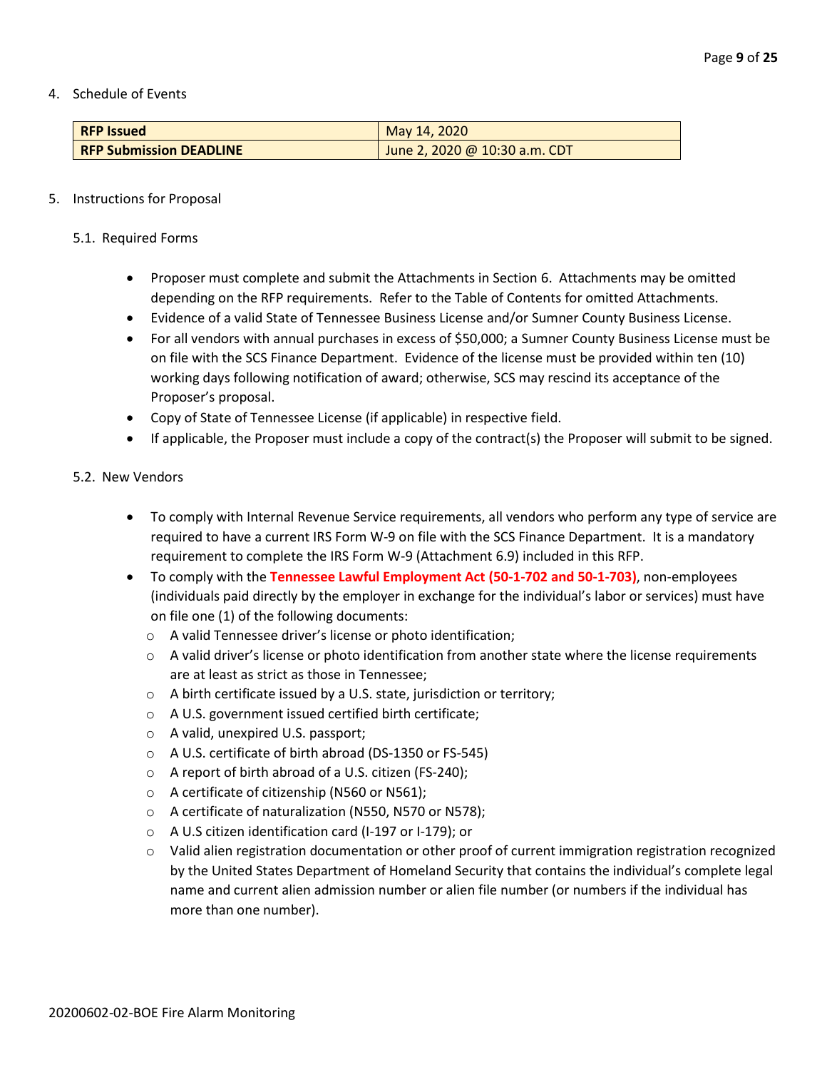4. Schedule of Events

| **RFP Issued** | May 14, 2020 |
|---|---|
| **RFP Submission DEADLINE** | June 2, 2020 @ 10:30 a.m. CDT |

5. Instructions for Proposal

5.1. Required Forms

- Proposer must complete and submit the Attachments in Section 6. Attachments may be omitted depending on the RFP requirements. Refer to the Table of Contents for omitted Attachments.
- Evidence of a valid State of Tennessee Business License and/or Sumner County Business License.
- For all vendors with annual purchases in excess of $50,000; a Sumner County Business License must be on file with the SCS Finance Department. Evidence of the license must be provided within ten (10) working days following notification of award; otherwise, SCS may rescind its acceptance of the Proposer's proposal.
- Copy of State of Tennessee License (if applicable) in respective field.
- If applicable, the Proposer must include a copy of the contract(s) the Proposer will submit to be signed.

5.2. New Vendors

- To comply with Internal Revenue Service requirements, all vendors who perform any type of service are required to have a current IRS Form W-9 on file with the SCS Finance Department. It is a mandatory requirement to complete the IRS Form W-9 (Attachment 6.9) included in this RFP.
- To comply with the **Tennessee Lawful Employment Act (50-1-702 and 50-1-703)**, non-employees (individuals paid directly by the employer in exchange for the individual's labor or services) must have on file one (1) of the following documents:
  - A valid Tennessee driver's license or photo identification;
  - A valid driver's license or photo identification from another state where the license requirements are at least as strict as those in Tennessee;
  - A birth certificate issued by a U.S. state, jurisdiction or territory;
  - A U.S. government issued certified birth certificate;
  - A valid, unexpired U.S. passport;
  - A U.S. certificate of birth abroad (DS-1350 or FS-545)
  - A report of birth abroad of a U.S. citizen (FS-240);
  - A certificate of citizenship (N560 or N561);
  - A certificate of naturalization (N550, N570 or N578);
  - A U.S citizen identification card (I-197 or I-179); or
  - Valid alien registration documentation or other proof of current immigration registration recognized by the United States Department of Homeland Security that contains the individual's complete legal name and current alien admission number or alien file number (or numbers if the individual has more than one number).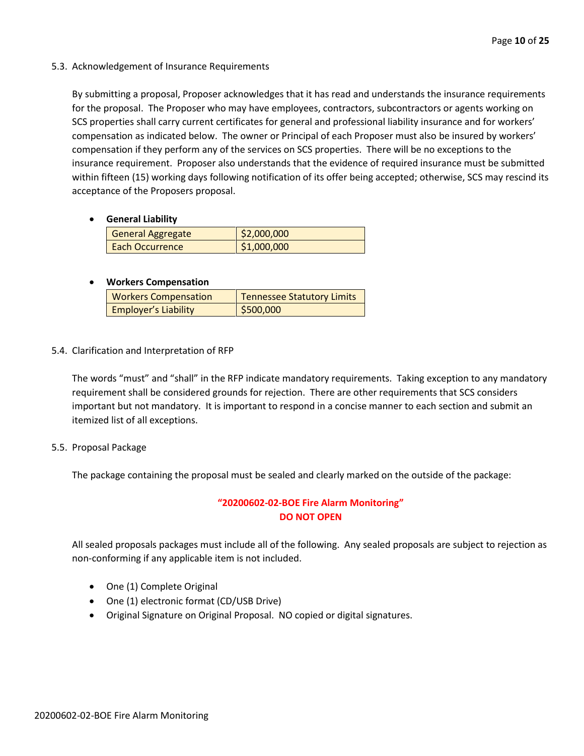5.3. Acknowledgement of Insurance Requirements

By submitting a proposal, Proposer acknowledges that it has read and understands the insurance requirements for the proposal. The Proposer who may have employees, contractors, subcontractors or agents working on SCS properties shall carry current certificates for general and professional liability insurance and for workers' compensation as indicated below. The owner or Principal of each Proposer must also be insured by workers' compensation if they perform any of the services on SCS properties. There will be no exceptions to the insurance requirement. Proposer also understands that the evidence of required insurance must be submitted within fifteen (15) working days following notification of its offer being accepted; otherwise, SCS may rescind its acceptance of the Proposers proposal.

- **General Liability**

| | |
|---|---|
| General Aggregate | $2,000,000 |
| Each Occurrence | $1,000,000 |

- **Workers Compensation**

| | |
|---|---|
| Workers Compensation | Tennessee Statutory Limits |
| Employer's Liability | $500,000 |

5.4. Clarification and Interpretation of RFP

The words "must" and "shall" in the RFP indicate mandatory requirements. Taking exception to any mandatory requirement shall be considered grounds for rejection. There are other requirements that SCS considers important but not mandatory. It is important to respond in a concise manner to each section and submit an itemized list of all exceptions.

5.5. Proposal Package

The package containing the proposal must be sealed and clearly marked on the outside of the package:

**"20200602-02-BOE Fire Alarm Monitoring"**
**DO NOT OPEN**

All sealed proposals packages must include all of the following. Any sealed proposals are subject to rejection as non-conforming if any applicable item is not included.

- One (1) Complete Original
- One (1) electronic format (CD/USB Drive)
- Original Signature on Original Proposal. NO copied or digital signatures.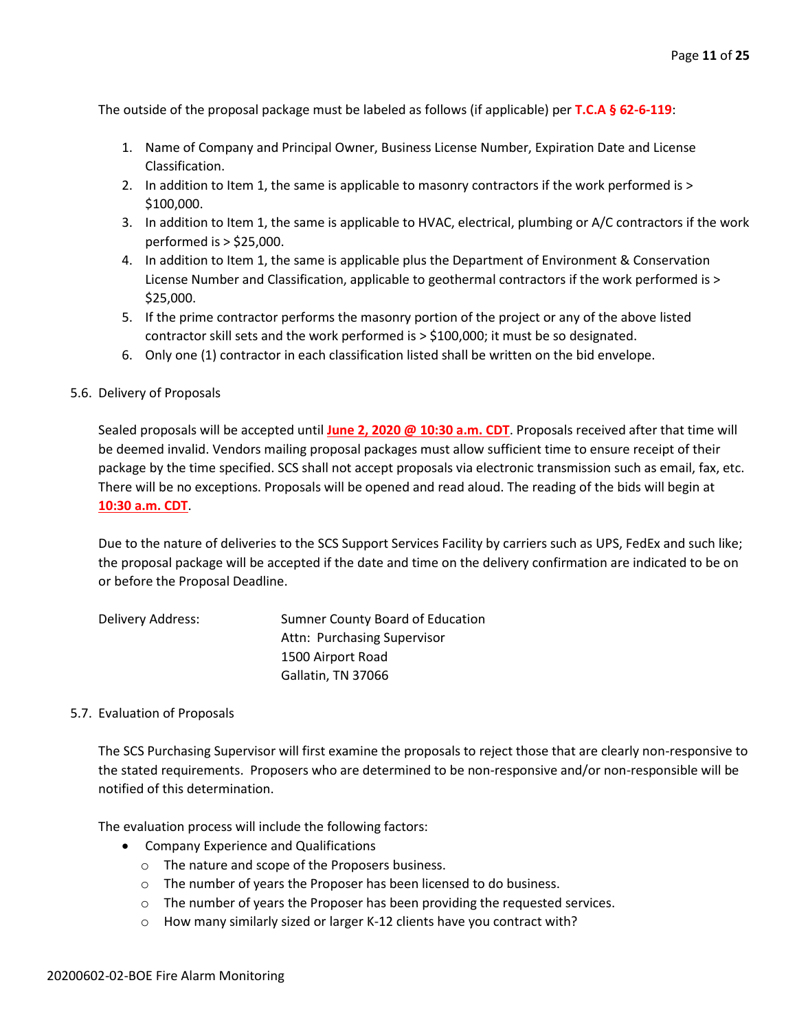The outside of the proposal package must be labeled as follows (if applicable) per **T.C.A § 62-6-119**:

1. Name of Company and Principal Owner, Business License Number, Expiration Date and License Classification.
2. In addition to Item 1, the same is applicable to masonry contractors if the work performed is > $100,000.
3. In addition to Item 1, the same is applicable to HVAC, electrical, plumbing or A/C contractors if the work performed is > $25,000.
4. In addition to Item 1, the same is applicable plus the Department of Environment & Conservation License Number and Classification, applicable to geothermal contractors if the work performed is > $25,000.
5. If the prime contractor performs the masonry portion of the project or any of the above listed contractor skill sets and the work performed is > $100,000; it must be so designated.
6. Only one (1) contractor in each classification listed shall be written on the bid envelope.

5.6. Delivery of Proposals

Sealed proposals will be accepted until **June 2, 2020 @ 10:30 a.m. CDT**. Proposals received after that time will be deemed invalid. Vendors mailing proposal packages must allow sufficient time to ensure receipt of their package by the time specified. SCS shall not accept proposals via electronic transmission such as email, fax, etc. There will be no exceptions. Proposals will be opened and read aloud. The reading of the bids will begin at **10:30 a.m. CDT**.

Due to the nature of deliveries to the SCS Support Services Facility by carriers such as UPS, FedEx and such like; the proposal package will be accepted if the date and time on the delivery confirmation are indicated to be on or before the Proposal Deadline.

Delivery Address:

Sumner County Board of Education
Attn: Purchasing Supervisor
1500 Airport Road
Gallatin, TN 37066

5.7. Evaluation of Proposals

The SCS Purchasing Supervisor will first examine the proposals to reject those that are clearly non-responsive to the stated requirements. Proposers who are determined to be non-responsive and/or non-responsible will be notified of this determination.

The evaluation process will include the following factors:

- Company Experience and Qualifications
  - The nature and scope of the Proposers business.
  - The number of years the Proposer has been licensed to do business.
  - The number of years the Proposer has been providing the requested services.
  - How many similarly sized or larger K-12 clients have you contract with?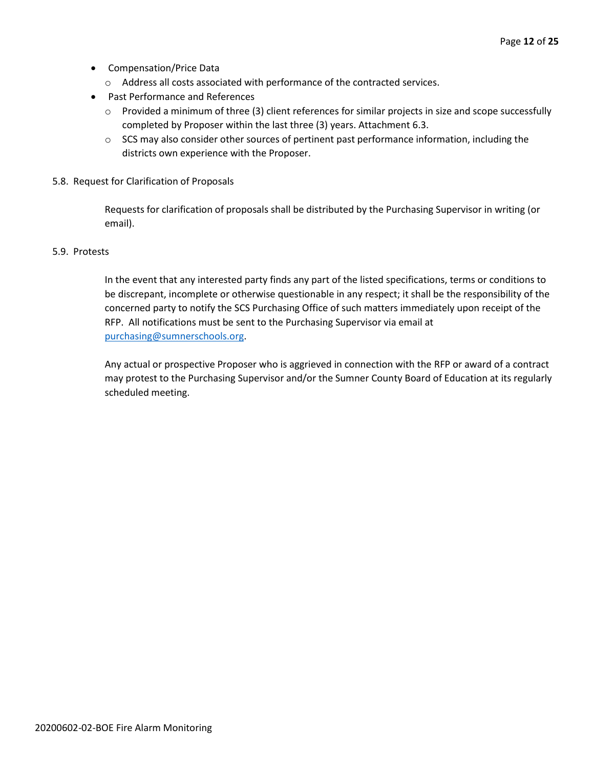- Compensation/Price Data
  - Address all costs associated with performance of the contracted services.
- Past Performance and References
  - Provided a minimum of three (3) client references for similar projects in size and scope successfully completed by Proposer within the last three (3) years. Attachment 6.3.
  - SCS may also consider other sources of pertinent past performance information, including the districts own experience with the Proposer.

5.8. Request for Clarification of Proposals

Requests for clarification of proposals shall be distributed by the Purchasing Supervisor in writing (or email).

5.9. Protests

In the event that any interested party finds any part of the listed specifications, terms or conditions to be discrepant, incomplete or otherwise questionable in any respect; it shall be the responsibility of the concerned party to notify the SCS Purchasing Office of such matters immediately upon receipt of the RFP. All notifications must be sent to the Purchasing Supervisor via email at [purchasing@sumnerschools.org](mailto:purchasing@sumnerschools.org).

Any actual or prospective Proposer who is aggrieved in connection with the RFP or award of a contract may protest to the Purchasing Supervisor and/or the Sumner County Board of Education at its regularly scheduled meeting.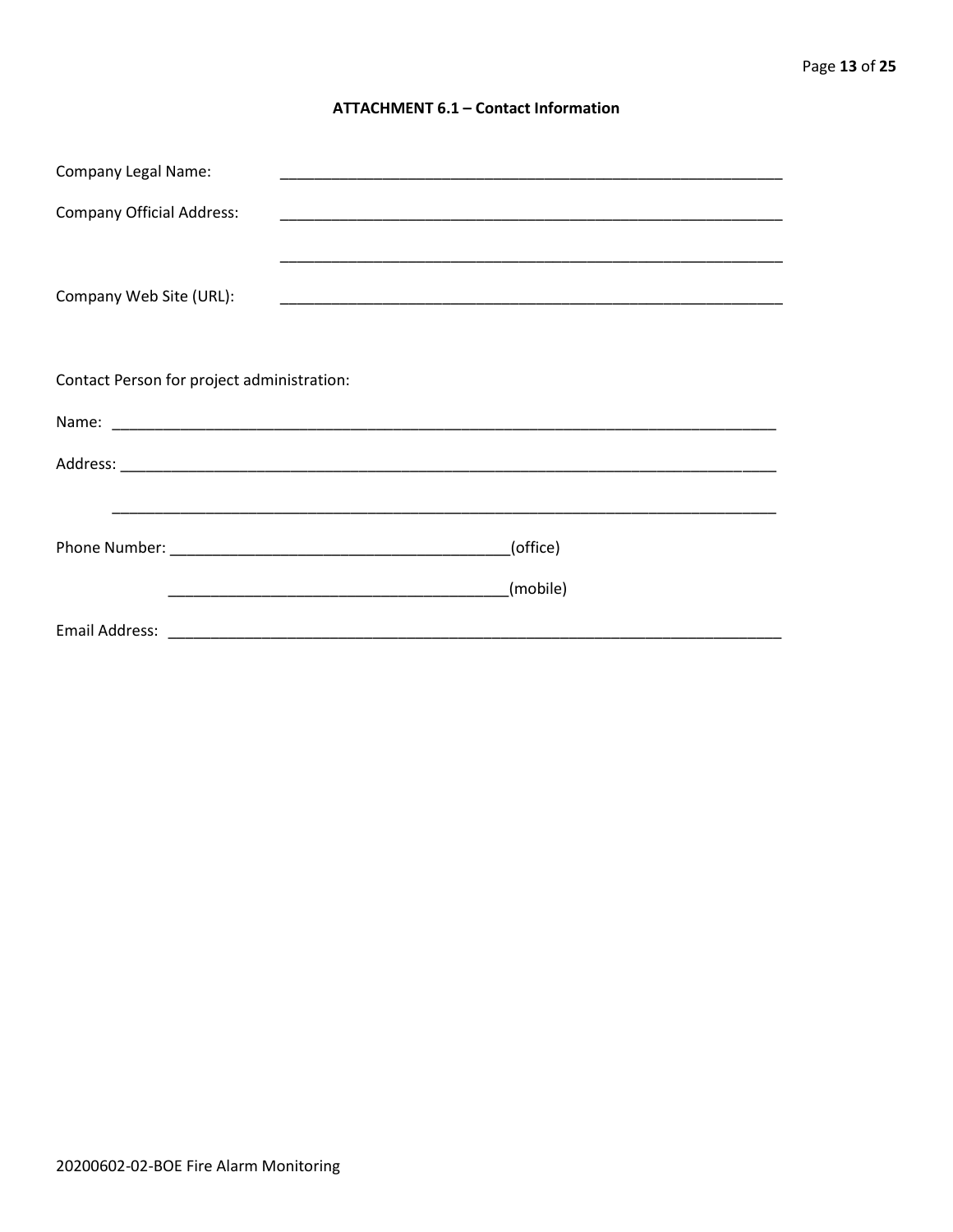## ATTACHMENT 6.1 – Contact Information

Company Legal Name: ____________________________________________________________

Company Official Address: ____________________________________________________________

____________________________________________________________

Company Web Site (URL): ____________________________________________________________

Contact Person for project administration:

Name: ________________________________________________________________________________

Address: ______________________________________________________________________________

______________________________________________________________________________

Phone Number: ________________________________________(office)

________________________________________(mobile)

Email Address: _________________________________________________________________________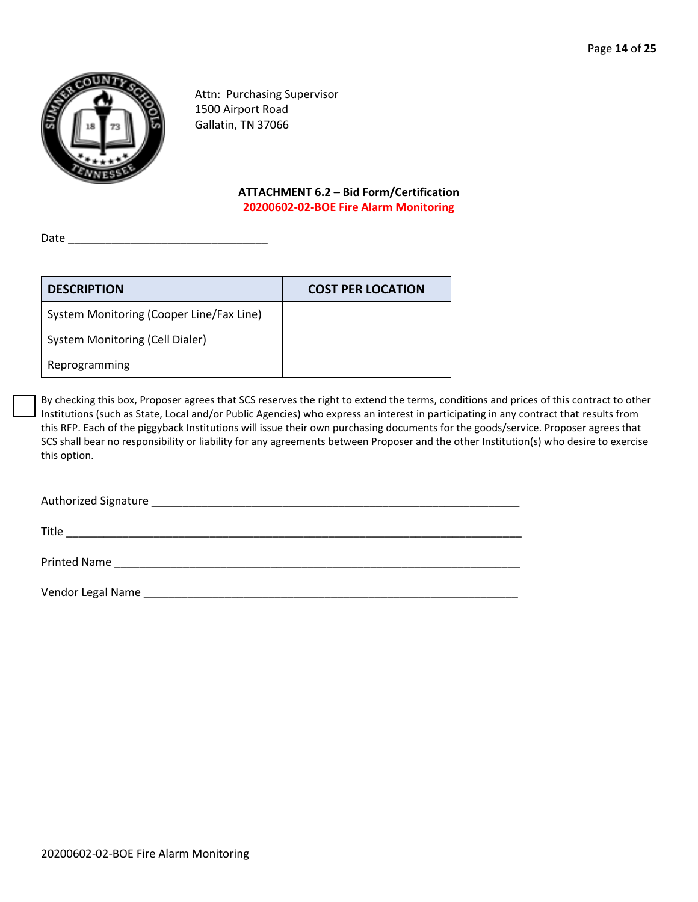Attn: Purchasing Supervisor
1500 Airport Road
Gallatin, TN 37066

**ATTACHMENT 6.2 – Bid Form/Certification**
**20200602-02-BOE Fire Alarm Monitoring**

Date ________________________________

| DESCRIPTION | COST PER LOCATION |
| --- | --- |
| System Monitoring (Cooper Line/Fax Line) | |
| System Monitoring (Cell Dialer) | |
| Reprogramming | |

☐ By checking this box, Proposer agrees that SCS reserves the right to extend the terms, conditions and prices of this contract to other Institutions (such as State, Local and/or Public Agencies) who express an interest in participating in any contract that results from this RFP. Each of the piggyback Institutions will issue their own purchasing documents for the goods/service. Proposer agrees that SCS shall bear no responsibility or liability for any agreements between Proposer and the other Institution(s) who desire to exercise this option.

Authorized Signature ___________________________________________________________

Title __________________________________________________________________________

Printed Name ____________________________________________________________________

Vendor Legal Name _____________________________________________________________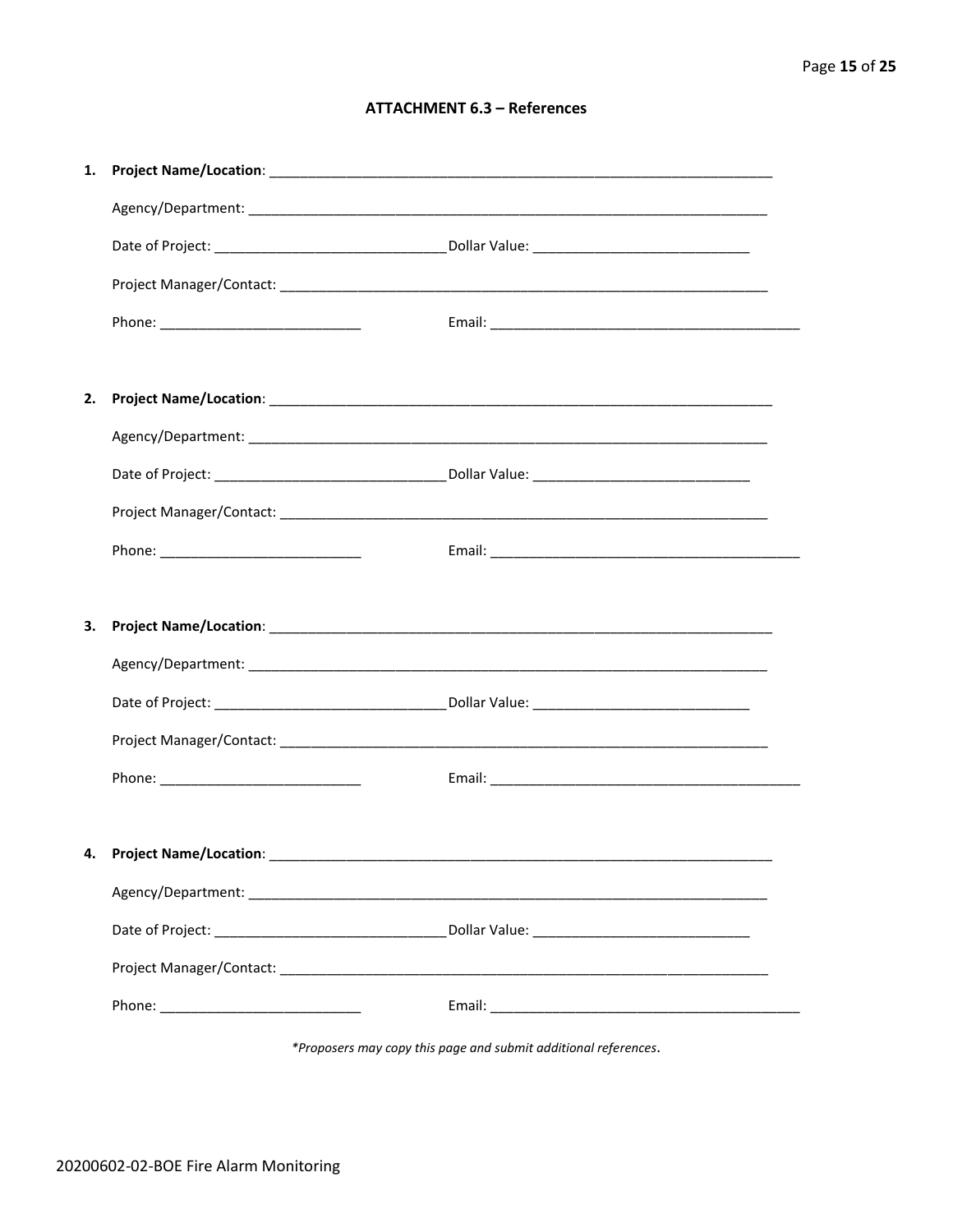### ATTACHMENT 6.3 – References

1. **Project Name/Location**: ______________________________________________________________________

   Agency/Department: ______________________________________________________________________

   Date of Project: ______________________________ Dollar Value: ____________________________

   Project Manager/Contact: ________________________________________________________________

   Phone: __________________________ Email: _________________________________________

2. **Project Name/Location**: ______________________________________________________________________

   Agency/Department: ______________________________________________________________________

   Date of Project: ______________________________ Dollar Value: ____________________________

   Project Manager/Contact: ________________________________________________________________

   Phone: __________________________ Email: _________________________________________

3. **Project Name/Location**: ______________________________________________________________________

   Agency/Department: ______________________________________________________________________

   Date of Project: ______________________________ Dollar Value: ____________________________

   Project Manager/Contact: ________________________________________________________________

   Phone: __________________________ Email: _________________________________________

4. **Project Name/Location**: ______________________________________________________________________

   Agency/Department: ______________________________________________________________________

   Date of Project: ______________________________ Dollar Value: ____________________________

   Project Manager/Contact: ________________________________________________________________

   Phone: __________________________ Email: _________________________________________

*\*Proposers may copy this page and submit additional references*.

20200602-02-BOE Fire Alarm Monitoring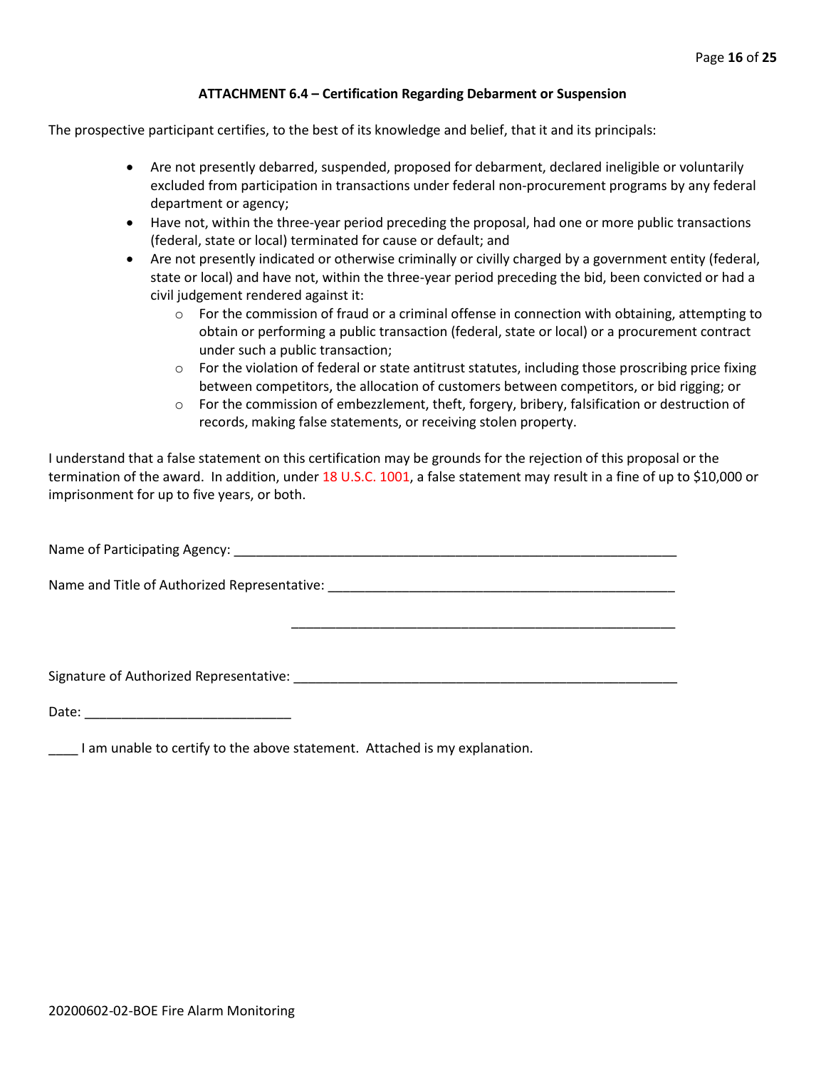### ATTACHMENT 6.4 – Certification Regarding Debarment or Suspension

The prospective participant certifies, to the best of its knowledge and belief, that it and its principals:

- Are not presently debarred, suspended, proposed for debarment, declared ineligible or voluntarily excluded from participation in transactions under federal non-procurement programs by any federal department or agency;
- Have not, within the three-year period preceding the proposal, had one or more public transactions (federal, state or local) terminated for cause or default; and
- Are not presently indicated or otherwise criminally or civilly charged by a government entity (federal, state or local) and have not, within the three-year period preceding the bid, been convicted or had a civil judgement rendered against it:
  - For the commission of fraud or a criminal offense in connection with obtaining, attempting to obtain or performing a public transaction (federal, state or local) or a procurement contract under such a public transaction;
  - For the violation of federal or state antitrust statutes, including those proscribing price fixing between competitors, the allocation of customers between competitors, or bid rigging; or
  - For the commission of embezzlement, theft, forgery, bribery, falsification or destruction of records, making false statements, or receiving stolen property.

I understand that a false statement on this certification may be grounds for the rejection of this proposal or the termination of the award. In addition, under 18 U.S.C. 1001, a false statement may result in a fine of up to $10,000 or imprisonment for up to five years, or both.

Name of Participating Agency: ___________________________________________________________

Name and Title of Authorized Representative: ______________________________________________

_________________________________________________

Signature of Authorized Representative: ___________________________________________________

Date: ____________________________

____ I am unable to certify to the above statement. Attached is my explanation.

20200602-02-BOE Fire Alarm Monitoring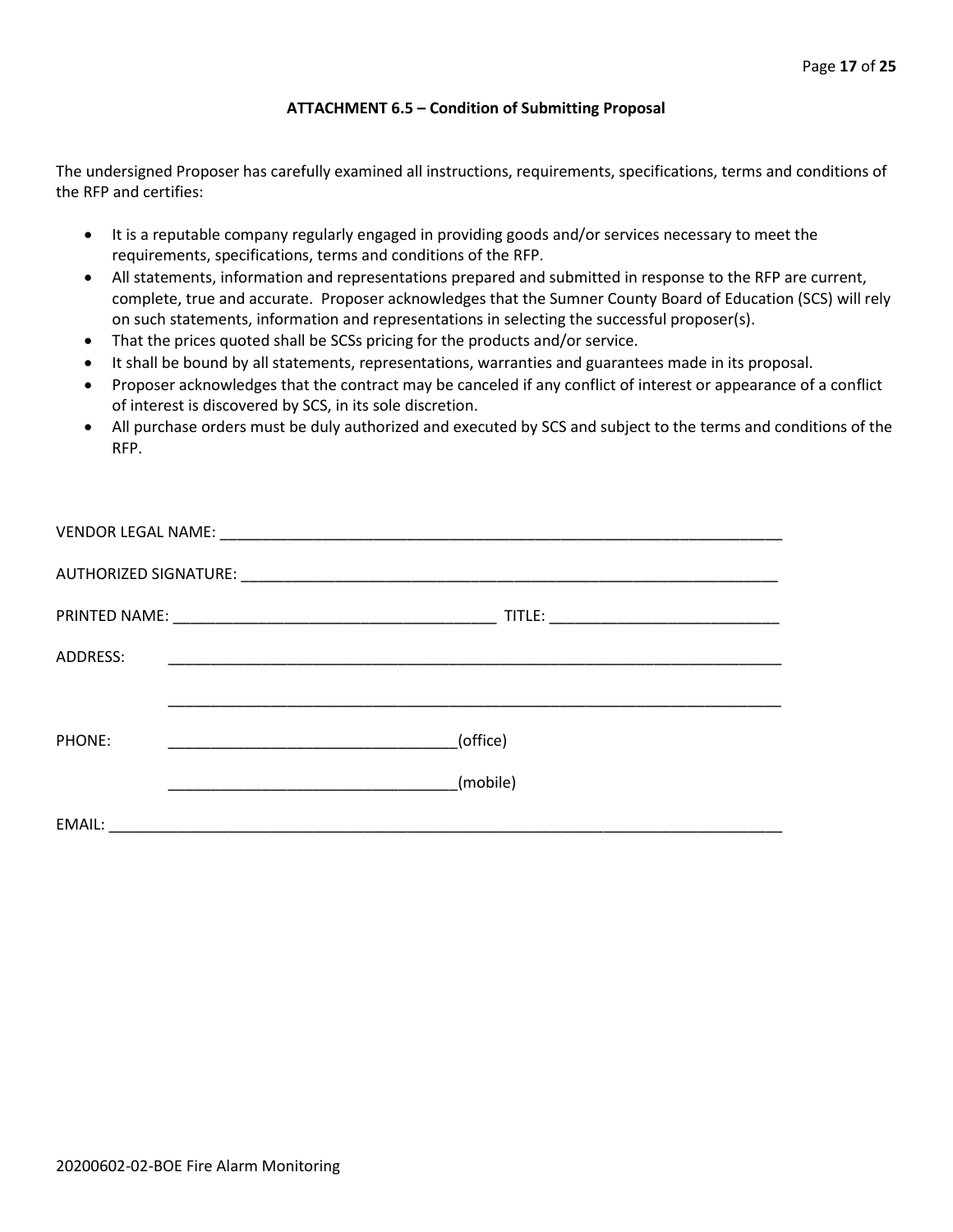### ATTACHMENT 6.5 – Condition of Submitting Proposal

The undersigned Proposer has carefully examined all instructions, requirements, specifications, terms and conditions of the RFP and certifies:

- It is a reputable company regularly engaged in providing goods and/or services necessary to meet the requirements, specifications, terms and conditions of the RFP.
- All statements, information and representations prepared and submitted in response to the RFP are current, complete, true and accurate. Proposer acknowledges that the Sumner County Board of Education (SCS) will rely on such statements, information and representations in selecting the successful proposer(s).
- That the prices quoted shall be SCSs pricing for the products and/or service.
- It shall be bound by all statements, representations, warranties and guarantees made in its proposal.
- Proposer acknowledges that the contract may be canceled if any conflict of interest or appearance of a conflict of interest is discovered by SCS, in its sole discretion.
- All purchase orders must be duly authorized and executed by SCS and subject to the terms and conditions of the RFP.

VENDOR LEGAL NAME: ______________________________________________________________________

AUTHORIZED SIGNATURE: __________________________________________________________________

PRINTED NAME: ______________________________________ TITLE: ___________________________

ADDRESS: ___________________________________________________________________________

___________________________________________________________________________

PHONE: __________________________________(office)

__________________________________(mobile)

EMAIL: _______________________________________________________________________________

20200602-02-BOE Fire Alarm Monitoring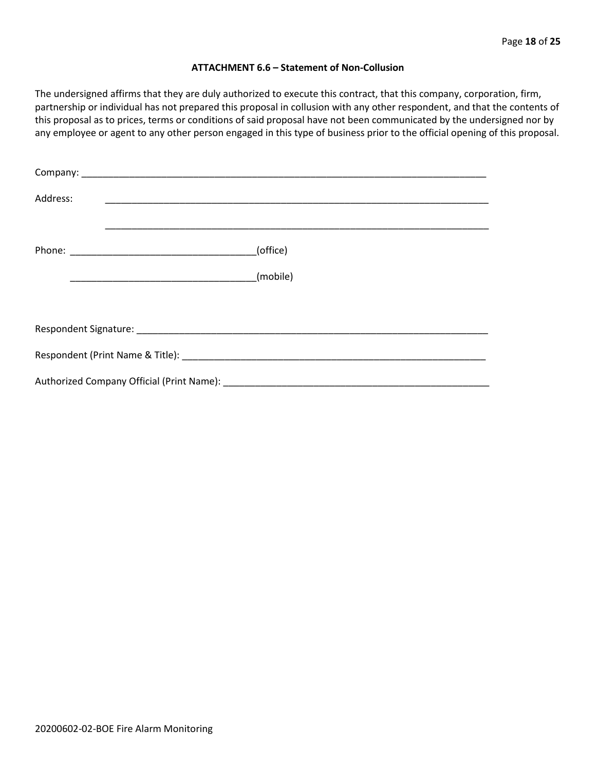### ATTACHMENT 6.6 – Statement of Non-Collusion

The undersigned affirms that they are duly authorized to execute this contract, that this company, corporation, firm, partnership or individual has not prepared this proposal in collusion with any other respondent, and that the contents of this proposal as to prices, terms or conditions of said proposal have not been communicated by the undersigned nor by any employee or agent to any other person engaged in this type of business prior to the official opening of this proposal.

Company: ___________________________________________________________________________

Address: ___________________________________________________________________________

___________________________________________________________________________

Phone: ___________________________________(office)

___________________________________(mobile)

Respondent Signature: ___________________________________________________________________

Respondent (Print Name & Title): ______________________________________________________

Authorized Company Official (Print Name): _______________________________________________

20200602-02-BOE Fire Alarm Monitoring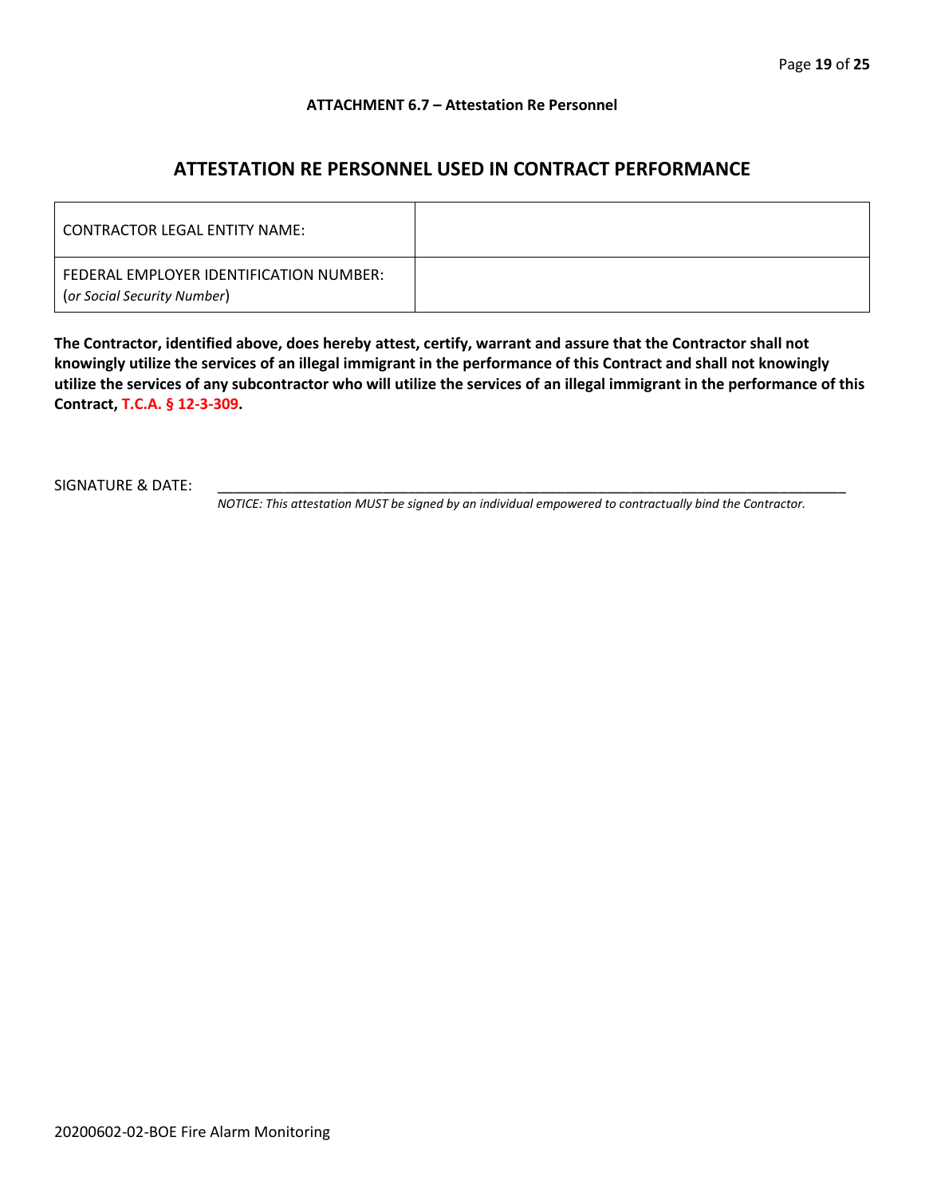**ATTACHMENT 6.7 – Attestation Re Personnel**

## ATTESTATION RE PERSONNEL USED IN CONTRACT PERFORMANCE

| CONTRACTOR LEGAL ENTITY NAME: | |
|---|---|
| FEDERAL EMPLOYER IDENTIFICATION NUMBER: (*or Social Security Number*) | |

**The Contractor, identified above, does hereby attest, certify, warrant and assure that the Contractor shall not knowingly utilize the services of an illegal immigrant in the performance of this Contract and shall not knowingly utilize the services of any subcontractor who will utilize the services of an illegal immigrant in the performance of this Contract, T.C.A. § 12-3-309.**

SIGNATURE & DATE: ______________________________________________________________

*NOTICE: This attestation MUST be signed by an individual empowered to contractually bind the Contractor.*

20200602-02-BOE Fire Alarm Monitoring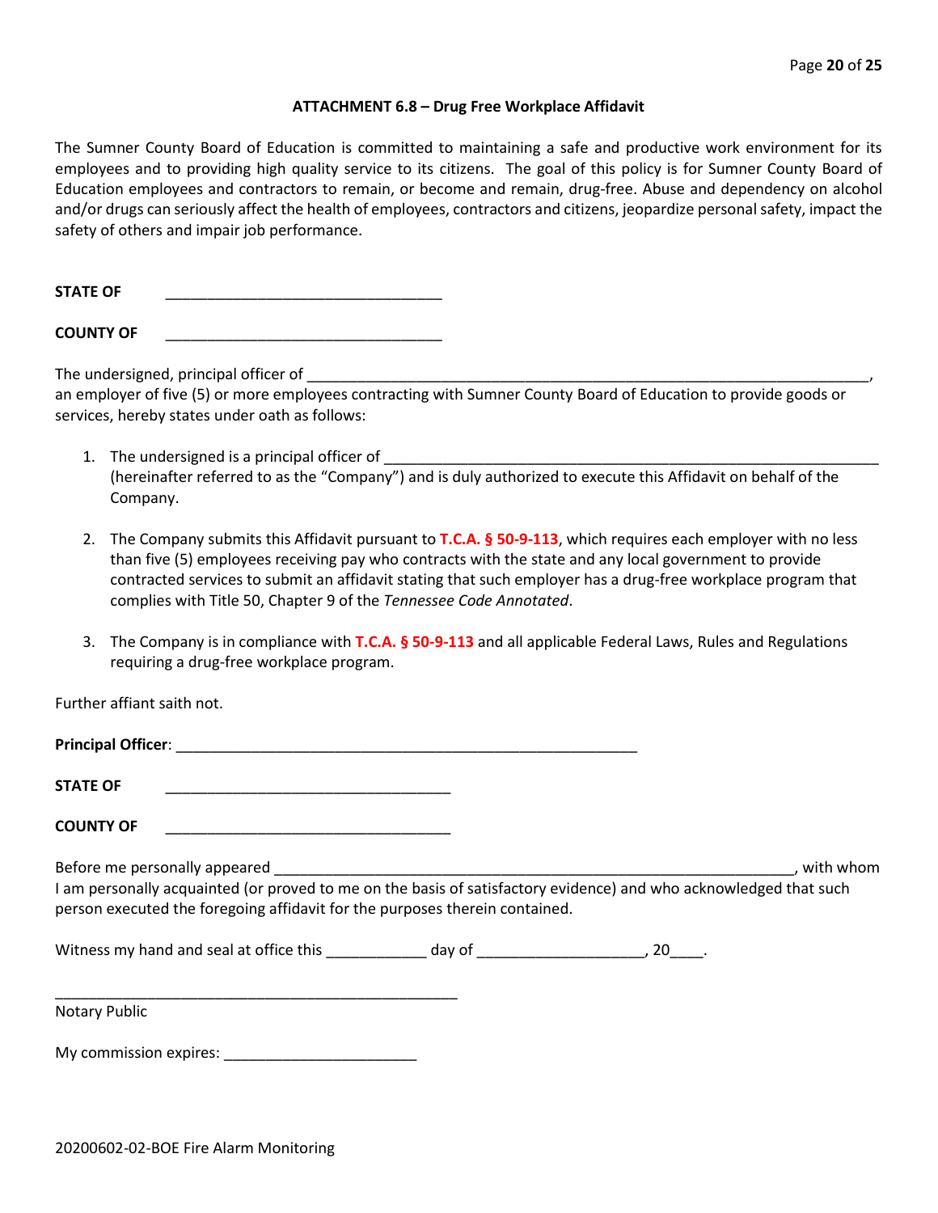### ATTACHMENT 6.8 – Drug Free Workplace Affidavit

The Sumner County Board of Education is committed to maintaining a safe and productive work environment for its employees and to providing high quality service to its citizens. The goal of this policy is for Sumner County Board of Education employees and contractors to remain, or become and remain, drug-free. Abuse and dependency on alcohol and/or drugs can seriously affect the health of employees, contractors and citizens, jeopardize personal safety, impact the safety of others and impair job performance.

**STATE OF** ________________________________

**COUNTY OF** ________________________________

The undersigned, principal officer of ____________________________________________________________________, an employer of five (5) or more employees contracting with Sumner County Board of Education to provide goods or services, hereby states under oath as follows:

1. The undersigned is a principal officer of ____________________________________________________________ (hereinafter referred to as the "Company") and is duly authorized to execute this Affidavit on behalf of the Company.

2. The Company submits this Affidavit pursuant to **T.C.A. § 50-9-113**, which requires each employer with no less than five (5) employees receiving pay who contracts with the state and any local government to provide contracted services to submit an affidavit stating that such employer has a drug-free workplace program that complies with Title 50, Chapter 9 of the *Tennessee Code Annotated*.

3. The Company is in compliance with **T.C.A. § 50-9-113** and all applicable Federal Laws, Rules and Regulations requiring a drug-free workplace program.

Further affiant saith not.

**Principal Officer**: ______________________________________________________

**STATE OF** __________________________________

**COUNTY OF** __________________________________

Before me personally appeared _____________________________________________________________, with whom I am personally acquainted (or proved to me on the basis of satisfactory evidence) and who acknowledged that such person executed the foregoing affidavit for the purposes therein contained.

Witness my hand and seal at office this ____________ day of ____________________, 20____.

________________________________________________

Notary Public

My commission expires: _______________________

20200602-02-BOE Fire Alarm Monitoring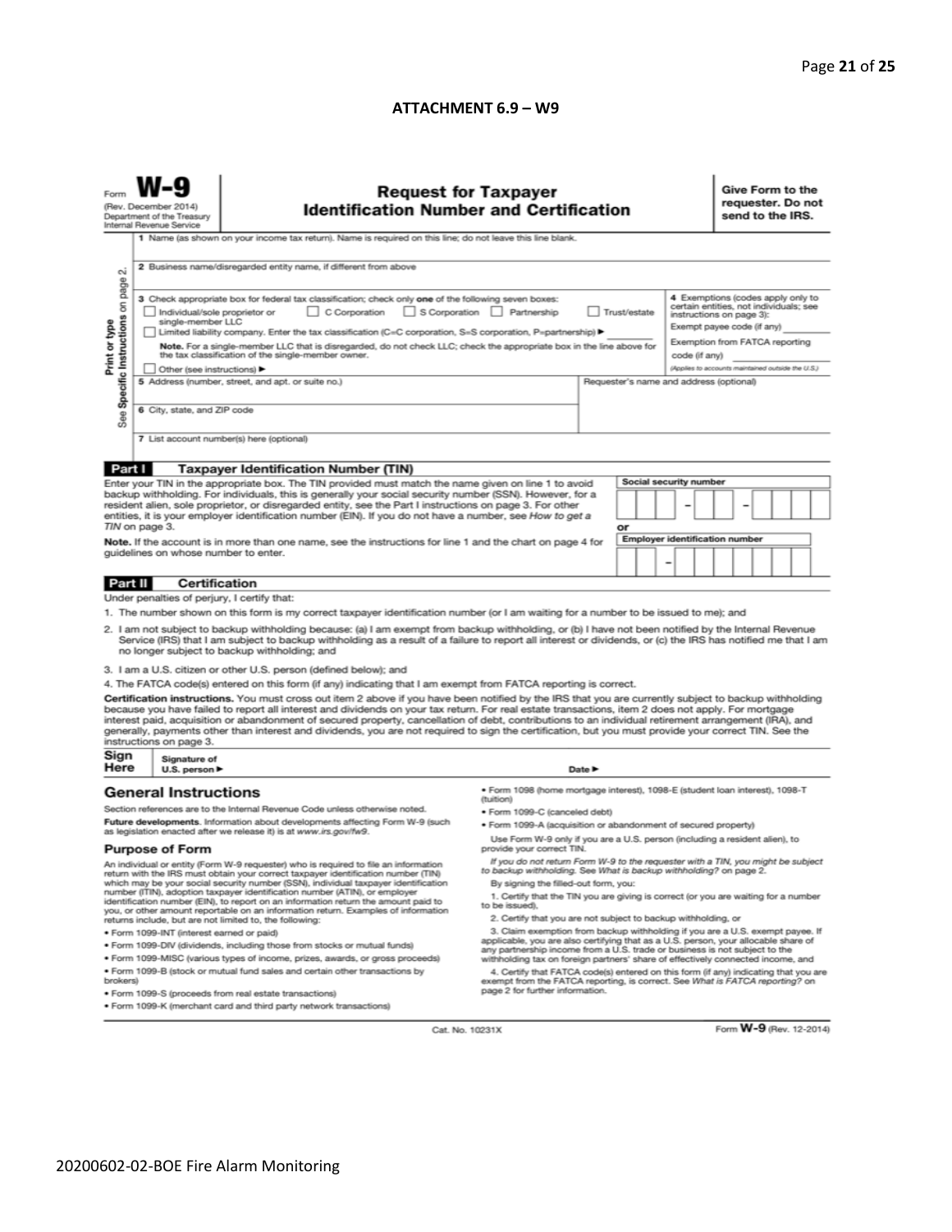**ATTACHMENT 6.9 – W9**

Form **W-9**
(Rev. December 2014)
Department of the Treasury
Internal Revenue Service

## Request for Taxpayer Identification Number and Certification

**Give Form to the requester. Do not send to the IRS.**

Print or type
See Specific Instructions on page 2.

1 Name (as shown on your income tax return). Name is required on this line; do not leave this line blank.

2 Business name/disregarded entity name, if different from above

3 Check appropriate box for federal tax classification; check only **one** of the following seven boxes:

☐ Individual/sole proprietor or single-member LLC ☐ C Corporation ☐ S Corporation ☐ Partnership ☐ Trust/estate

☐ Limited liability company. Enter the tax classification (C=C corporation, S=S corporation, P=partnership) ► ________

**Note.** For a single-member LLC that is disregarded, do not check LLC; check the appropriate box in the line above for the tax classification of the single-member owner.

☐ Other (see instructions) ►

**4** Exemptions (codes apply only to certain entities, not individuals; see instructions on page 3):

Exempt payee code (if any) ________

Exemption from FATCA reporting code (if any) ________

(Applies to accounts maintained outside the U.S.)

5 Address (number, street, and apt. or suite no.)

Requester's name and address (optional)

6 City, state, and ZIP code

7 List account number(s) here (optional)

### Part I Taxpayer Identification Number (TIN)

Enter your TIN in the appropriate box. The TIN provided must match the name given on line 1 to avoid backup withholding. For individuals, this is generally your social security number (SSN). However, for a resident alien, sole proprietor, or disregarded entity, see the Part I instructions on page 3. For other entities, it is your employer identification number (EIN). If you do not have a number, see *How to get a TIN* on page 3.

**Note.** If the account is in more than one name, see the instructions for line 1 and the chart on page 4 for guidelines on whose number to enter.

**Social security number**
[ ][ ][ ] – [ ][ ] – [ ][ ][ ][ ]

or

**Employer identification number**
[ ][ ] – [ ][ ][ ][ ][ ][ ][ ]

### Part II Certification

Under penalties of perjury, I certify that:

1. The number shown on this form is my correct taxpayer identification number (or I am waiting for a number to be issued to me); and
2. I am not subject to backup withholding because: (a) I am exempt from backup withholding, or (b) I have not been notified by the Internal Revenue Service (IRS) that I am subject to backup withholding as a result of a failure to report all interest or dividends, or (c) the IRS has notified me that I am no longer subject to backup withholding; and
3. I am a U.S. citizen or other U.S. person (defined below); and
4. The FATCA code(s) entered on this form (if any) indicating that I am exempt from FATCA reporting is correct.

**Certification instructions.** You must cross out item 2 above if you have been notified by the IRS that you are currently subject to backup withholding because you have failed to report all interest and dividends on your tax return. For real estate transactions, item 2 does not apply. For mortgage interest paid, acquisition or abandonment of secured property, cancellation of debt, contributions to an individual retirement arrangement (IRA), and generally, payments other than interest and dividends, you are not required to sign the certification, but you must provide your correct TIN. See the instructions on page 3.

**Sign Here** Signature of U.S. person ► Date ►

## General Instructions

Section references are to the Internal Revenue Code unless otherwise noted.

**Future developments.** Information about developments affecting Form W-9 (such as legislation enacted after we release it) is at *www.irs.gov/fw9*.

### Purpose of Form

An individual or entity (Form W-9 requester) who is required to file an information return with the IRS must obtain your correct taxpayer identification number (TIN) which may be your social security number (SSN), individual taxpayer identification number (ITIN), adoption taxpayer identification number (ATIN), or employer identification number (EIN), to report on an information return the amount paid to you, or other amount reportable on an information return. Examples of information returns include, but are not limited to, the following:

- Form 1099-INT (interest earned or paid)
- Form 1099-DIV (dividends, including those from stocks or mutual funds)
- Form 1099-MISC (various types of income, prizes, awards, or gross proceeds)
- Form 1099-B (stock or mutual fund sales and certain other transactions by brokers)
- Form 1099-S (proceeds from real estate transactions)
- Form 1099-K (merchant card and third party network transactions)
- Form 1098 (home mortgage interest), 1098-E (student loan interest), 1098-T (tuition)
- Form 1099-C (canceled debt)
- Form 1099-A (acquisition or abandonment of secured property)

Use Form W-9 only if you are a U.S. person (including a resident alien), to provide your correct TIN.

*If you do not return Form W-9 to the requester with a TIN, you might be subject to backup withholding. See What is backup withholding? on page 2.*

By signing the filled-out form, you:

1. Certify that the TIN you are giving is correct (or you are waiting for a number to be issued),
2. Certify that you are not subject to backup withholding, or
3. Claim exemption from backup withholding if you are a U.S. exempt payee. If applicable, you are also certifying that as a U.S. person, your allocable share of any partnership income from a U.S. trade or business is not subject to the withholding tax on foreign partners' share of effectively connected income, and
4. Certify that FATCA code(s) entered on this form (if any) indicating that you are exempt from the FATCA reporting, is correct. See *What is FATCA reporting?* on page 2 for further information.

Cat. No. 10231X Form **W-9** (Rev. 12-2014)

20200602-02-BOE Fire Alarm Monitoring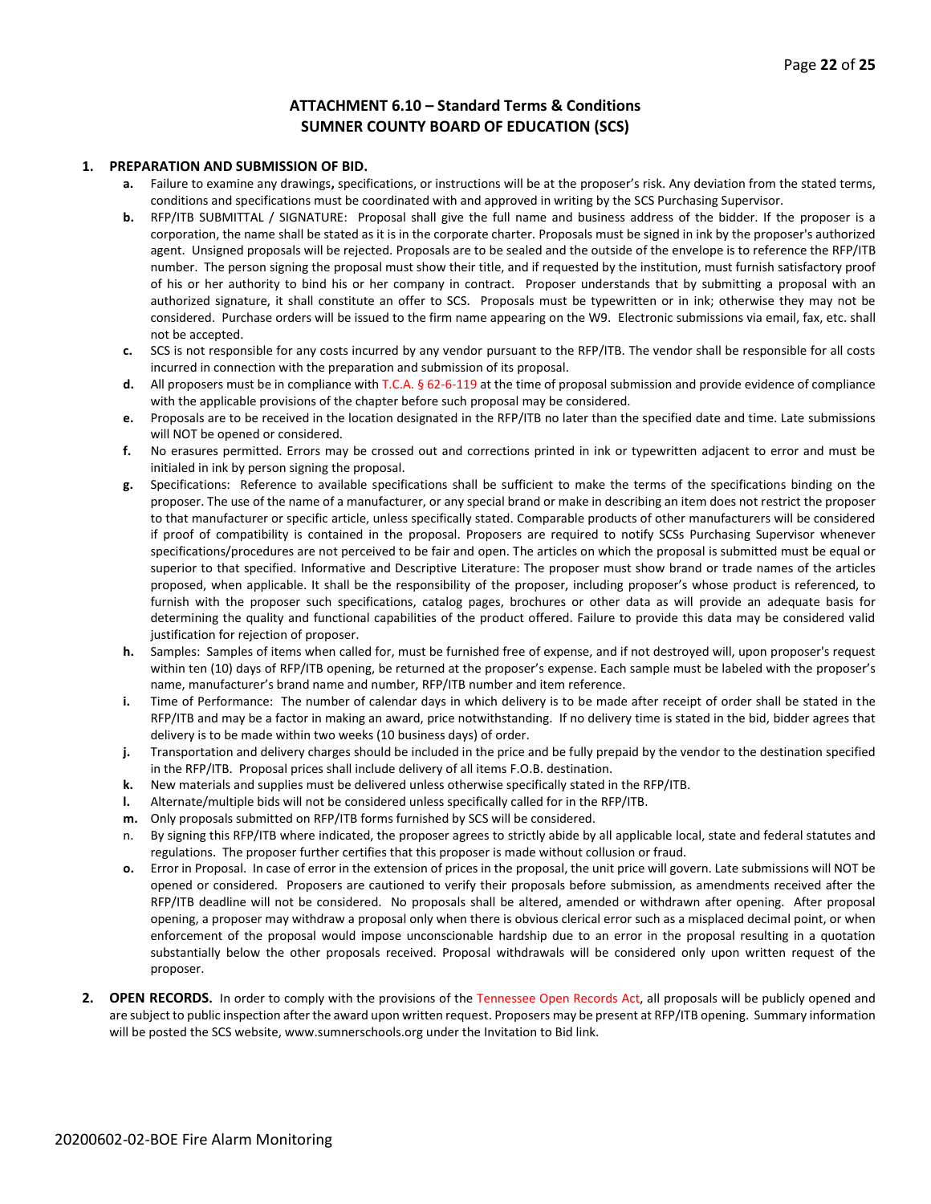## ATTACHMENT 6.10 – Standard Terms & Conditions
## SUMNER COUNTY BOARD OF EDUCATION (SCS)

**1. PREPARATION AND SUBMISSION OF BID.**

- **a.** Failure to examine any drawings**,** specifications, or instructions will be at the proposer's risk. Any deviation from the stated terms, conditions and specifications must be coordinated with and approved in writing by the SCS Purchasing Supervisor.
- **b.** RFP/ITB SUBMITTAL / SIGNATURE: Proposal shall give the full name and business address of the bidder. If the proposer is a corporation, the name shall be stated as it is in the corporate charter. Proposals must be signed in ink by the proposer's authorized agent. Unsigned proposals will be rejected. Proposals are to be sealed and the outside of the envelope is to reference the RFP/ITB number. The person signing the proposal must show their title, and if requested by the institution, must furnish satisfactory proof of his or her authority to bind his or her company in contract. Proposer understands that by submitting a proposal with an authorized signature, it shall constitute an offer to SCS. Proposals must be typewritten or in ink; otherwise they may not be considered. Purchase orders will be issued to the firm name appearing on the W9. Electronic submissions via email, fax, etc. shall not be accepted.
- **c.** SCS is not responsible for any costs incurred by any vendor pursuant to the RFP/ITB. The vendor shall be responsible for all costs incurred in connection with the preparation and submission of its proposal.
- **d.** All proposers must be in compliance with T.C.A. § 62-6-119 at the time of proposal submission and provide evidence of compliance with the applicable provisions of the chapter before such proposal may be considered.
- **e.** Proposals are to be received in the location designated in the RFP/ITB no later than the specified date and time. Late submissions will NOT be opened or considered.
- **f.** No erasures permitted. Errors may be crossed out and corrections printed in ink or typewritten adjacent to error and must be initialed in ink by person signing the proposal.
- **g.** Specifications: Reference to available specifications shall be sufficient to make the terms of the specifications binding on the proposer. The use of the name of a manufacturer, or any special brand or make in describing an item does not restrict the proposer to that manufacturer or specific article, unless specifically stated. Comparable products of other manufacturers will be considered if proof of compatibility is contained in the proposal. Proposers are required to notify SCSs Purchasing Supervisor whenever specifications/procedures are not perceived to be fair and open. The articles on which the proposal is submitted must be equal or superior to that specified. Informative and Descriptive Literature: The proposer must show brand or trade names of the articles proposed, when applicable. It shall be the responsibility of the proposer, including proposer's whose product is referenced, to furnish with the proposer such specifications, catalog pages, brochures or other data as will provide an adequate basis for determining the quality and functional capabilities of the product offered. Failure to provide this data may be considered valid justification for rejection of proposer.
- **h.** Samples: Samples of items when called for, must be furnished free of expense, and if not destroyed will, upon proposer's request within ten (10) days of RFP/ITB opening, be returned at the proposer's expense. Each sample must be labeled with the proposer's name, manufacturer's brand name and number, RFP/ITB number and item reference.
- **i.** Time of Performance: The number of calendar days in which delivery is to be made after receipt of order shall be stated in the RFP/ITB and may be a factor in making an award, price notwithstanding. If no delivery time is stated in the bid, bidder agrees that delivery is to be made within two weeks (10 business days) of order.
- **j.** Transportation and delivery charges should be included in the price and be fully prepaid by the vendor to the destination specified in the RFP/ITB. Proposal prices shall include delivery of all items F.O.B. destination.
- **k.** New materials and supplies must be delivered unless otherwise specifically stated in the RFP/ITB.
- **l.** Alternate/multiple bids will not be considered unless specifically called for in the RFP/ITB.
- **m.** Only proposals submitted on RFP/ITB forms furnished by SCS will be considered.
- n. By signing this RFP/ITB where indicated, the proposer agrees to strictly abide by all applicable local, state and federal statutes and regulations. The proposer further certifies that this proposer is made without collusion or fraud.
- **o.** Error in Proposal. In case of error in the extension of prices in the proposal, the unit price will govern. Late submissions will NOT be opened or considered. Proposers are cautioned to verify their proposals before submission, as amendments received after the RFP/ITB deadline will not be considered. No proposals shall be altered, amended or withdrawn after opening. After proposal opening, a proposer may withdraw a proposal only when there is obvious clerical error such as a misplaced decimal point, or when enforcement of the proposal would impose unconscionable hardship due to an error in the proposal resulting in a quotation substantially below the other proposals received. Proposal withdrawals will be considered only upon written request of the proposer.

**2. OPEN RECORDS.** In order to comply with the provisions of the Tennessee Open Records Act, all proposals will be publicly opened and are subject to public inspection after the award upon written request. Proposers may be present at RFP/ITB opening. Summary information will be posted the SCS website, www.sumnerschools.org under the Invitation to Bid link.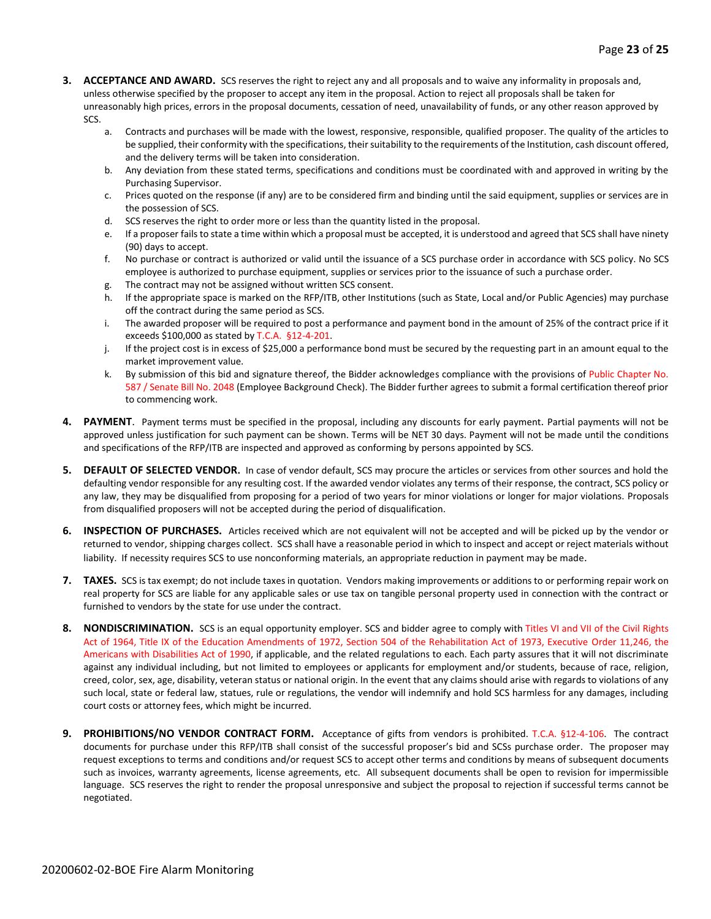3. **ACCEPTANCE AND AWARD.** SCS reserves the right to reject any and all proposals and to waive any informality in proposals and, unless otherwise specified by the proposer to accept any item in the proposal. Action to reject all proposals shall be taken for unreasonably high prices, errors in the proposal documents, cessation of need, unavailability of funds, or any other reason approved by SCS.
    a. Contracts and purchases will be made with the lowest, responsive, responsible, qualified proposer. The quality of the articles to be supplied, their conformity with the specifications, their suitability to the requirements of the Institution, cash discount offered, and the delivery terms will be taken into consideration.
    b. Any deviation from these stated terms, specifications and conditions must be coordinated with and approved in writing by the Purchasing Supervisor.
    c. Prices quoted on the response (if any) are to be considered firm and binding until the said equipment, supplies or services are in the possession of SCS.
    d. SCS reserves the right to order more or less than the quantity listed in the proposal.
    e. If a proposer fails to state a time within which a proposal must be accepted, it is understood and agreed that SCS shall have ninety (90) days to accept.
    f. No purchase or contract is authorized or valid until the issuance of a SCS purchase order in accordance with SCS policy. No SCS employee is authorized to purchase equipment, supplies or services prior to the issuance of such a purchase order.
    g. The contract may not be assigned without written SCS consent.
    h. If the appropriate space is marked on the RFP/ITB, other Institutions (such as State, Local and/or Public Agencies) may purchase off the contract during the same period as SCS.
    i. The awarded proposer will be required to post a performance and payment bond in the amount of 25% of the contract price if it exceeds $100,000 as stated by T.C.A. §12-4-201.
    j. If the project cost is in excess of $25,000 a performance bond must be secured by the requesting part in an amount equal to the market improvement value.
    k. By submission of this bid and signature thereof, the Bidder acknowledges compliance with the provisions of Public Chapter No. 587 / Senate Bill No. 2048 (Employee Background Check). The Bidder further agrees to submit a formal certification thereof prior to commencing work.

4. **PAYMENT**. Payment terms must be specified in the proposal, including any discounts for early payment. Partial payments will not be approved unless justification for such payment can be shown. Terms will be NET 30 days. Payment will not be made until the conditions and specifications of the RFP/ITB are inspected and approved as conforming by persons appointed by SCS.

5. **DEFAULT OF SELECTED VENDOR.** In case of vendor default, SCS may procure the articles or services from other sources and hold the defaulting vendor responsible for any resulting cost. If the awarded vendor violates any terms of their response, the contract, SCS policy or any law, they may be disqualified from proposing for a period of two years for minor violations or longer for major violations. Proposals from disqualified proposers will not be accepted during the period of disqualification.

6. **INSPECTION OF PURCHASES.** Articles received which are not equivalent will not be accepted and will be picked up by the vendor or returned to vendor, shipping charges collect. SCS shall have a reasonable period in which to inspect and accept or reject materials without liability. If necessity requires SCS to use nonconforming materials, an appropriate reduction in payment may be made.

7. **TAXES.** SCS is tax exempt; do not include taxes in quotation. Vendors making improvements or additions to or performing repair work on real property for SCS are liable for any applicable sales or use tax on tangible personal property used in connection with the contract or furnished to vendors by the state for use under the contract.

8. **NONDISCRIMINATION.** SCS is an equal opportunity employer. SCS and bidder agree to comply with Titles VI and VII of the Civil Rights Act of 1964, Title IX of the Education Amendments of 1972, Section 504 of the Rehabilitation Act of 1973, Executive Order 11,246, the Americans with Disabilities Act of 1990, if applicable, and the related regulations to each. Each party assures that it will not discriminate against any individual including, but not limited to employees or applicants for employment and/or students, because of race, religion, creed, color, sex, age, disability, veteran status or national origin. In the event that any claims should arise with regards to violations of any such local, state or federal law, statues, rule or regulations, the vendor will indemnify and hold SCS harmless for any damages, including court costs or attorney fees, which might be incurred.

9. **PROHIBITIONS/NO VENDOR CONTRACT FORM.** Acceptance of gifts from vendors is prohibited. T.C.A. §12-4-106. The contract documents for purchase under this RFP/ITB shall consist of the successful proposer's bid and SCSs purchase order. The proposer may request exceptions to terms and conditions and/or request SCS to accept other terms and conditions by means of subsequent documents such as invoices, warranty agreements, license agreements, etc. All subsequent documents shall be open to revision for impermissible language. SCS reserves the right to render the proposal unresponsive and subject the proposal to rejection if successful terms cannot be negotiated.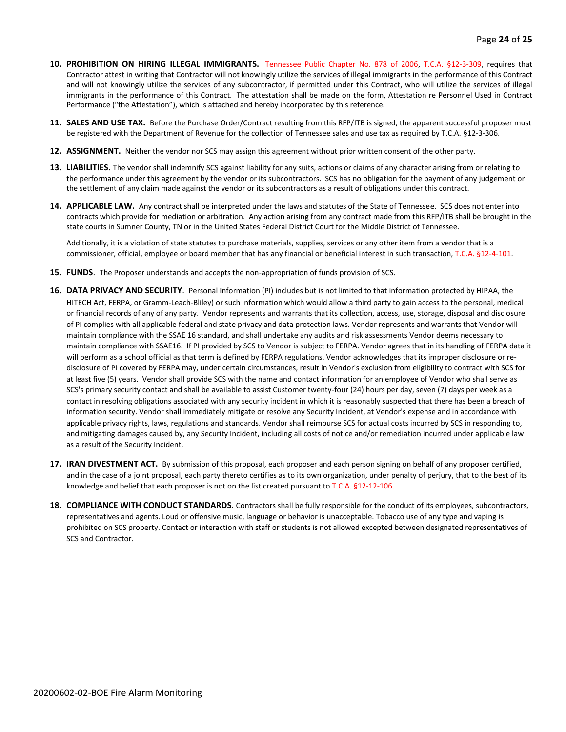10. **PROHIBITION ON HIRING ILLEGAL IMMIGRANTS.** Tennessee Public Chapter No. 878 of 2006, T.C.A. §12-3-309, requires that Contractor attest in writing that Contractor will not knowingly utilize the services of illegal immigrants in the performance of this Contract and will not knowingly utilize the services of any subcontractor, if permitted under this Contract, who will utilize the services of illegal immigrants in the performance of this Contract. The attestation shall be made on the form, Attestation re Personnel Used in Contract Performance ("the Attestation"), which is attached and hereby incorporated by this reference.

11. **SALES AND USE TAX.** Before the Purchase Order/Contract resulting from this RFP/ITB is signed, the apparent successful proposer must be registered with the Department of Revenue for the collection of Tennessee sales and use tax as required by T.C.A. §12-3-306.

12. **ASSIGNMENT.** Neither the vendor nor SCS may assign this agreement without prior written consent of the other party.

13. **LIABILITIES.** The vendor shall indemnify SCS against liability for any suits, actions or claims of any character arising from or relating to the performance under this agreement by the vendor or its subcontractors. SCS has no obligation for the payment of any judgement or the settlement of any claim made against the vendor or its subcontractors as a result of obligations under this contract.

14. **APPLICABLE LAW.** Any contract shall be interpreted under the laws and statutes of the State of Tennessee. SCS does not enter into contracts which provide for mediation or arbitration. Any action arising from any contract made from this RFP/ITB shall be brought in the state courts in Sumner County, TN or in the United States Federal District Court for the Middle District of Tennessee.

    Additionally, it is a violation of state statutes to purchase materials, supplies, services or any other item from a vendor that is a commissioner, official, employee or board member that has any financial or beneficial interest in such transaction, T.C.A. §12-4-101.

15. **FUNDS**. The Proposer understands and accepts the non-appropriation of funds provision of SCS.

16. **DATA PRIVACY AND SECURITY**. Personal Information (PI) includes but is not limited to that information protected by HIPAA, the HITECH Act, FERPA, or Gramm-Leach-Bliley) or such information which would allow a third party to gain access to the personal, medical or financial records of any of any party. Vendor represents and warrants that its collection, access, use, storage, disposal and disclosure of PI complies with all applicable federal and state privacy and data protection laws. Vendor represents and warrants that Vendor will maintain compliance with the SSAE 16 standard, and shall undertake any audits and risk assessments Vendor deems necessary to maintain compliance with SSAE16. If PI provided by SCS to Vendor is subject to FERPA. Vendor agrees that in its handling of FERPA data it will perform as a school official as that term is defined by FERPA regulations. Vendor acknowledges that its improper disclosure or re-disclosure of PI covered by FERPA may, under certain circumstances, result in Vendor's exclusion from eligibility to contract with SCS for at least five (5) years. Vendor shall provide SCS with the name and contact information for an employee of Vendor who shall serve as SCS's primary security contact and shall be available to assist Customer twenty-four (24) hours per day, seven (7) days per week as a contact in resolving obligations associated with any security incident in which it is reasonably suspected that there has been a breach of information security. Vendor shall immediately mitigate or resolve any Security Incident, at Vendor's expense and in accordance with applicable privacy rights, laws, regulations and standards. Vendor shall reimburse SCS for actual costs incurred by SCS in responding to, and mitigating damages caused by, any Security Incident, including all costs of notice and/or remediation incurred under applicable law as a result of the Security Incident.

17. **IRAN DIVESTMENT ACT.** By submission of this proposal, each proposer and each person signing on behalf of any proposer certified, and in the case of a joint proposal, each party thereto certifies as to its own organization, under penalty of perjury, that to the best of its knowledge and belief that each proposer is not on the list created pursuant to T.C.A. §12-12-106.

18. **COMPLIANCE WITH CONDUCT STANDARDS**. Contractors shall be fully responsible for the conduct of its employees, subcontractors, representatives and agents. Loud or offensive music, language or behavior is unacceptable. Tobacco use of any type and vaping is prohibited on SCS property. Contact or interaction with staff or students is not allowed excepted between designated representatives of SCS and Contractor.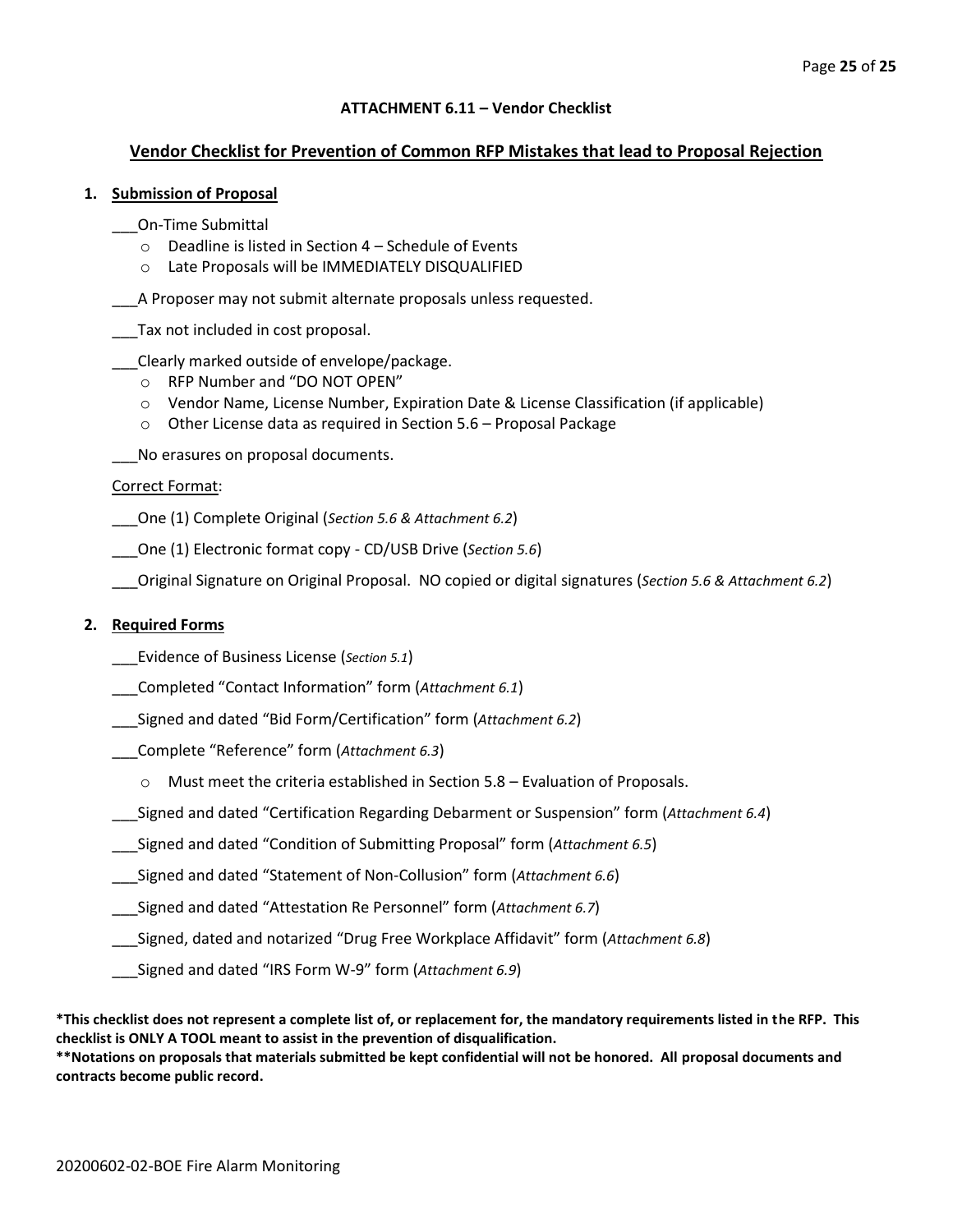## ATTACHMENT 6.11 – Vendor Checklist

### <u>Vendor Checklist for Prevention of Common RFP Mistakes that lead to Proposal Rejection</u>

1. **<u>Submission of Proposal</u>**

   ___On-Time Submittal
   - Deadline is listed in Section 4 – Schedule of Events
   - Late Proposals will be IMMEDIATELY DISQUALIFIED

   ___A Proposer may not submit alternate proposals unless requested.

   ___Tax not included in cost proposal.

   ___Clearly marked outside of envelope/package.
   - RFP Number and "DO NOT OPEN"
   - Vendor Name, License Number, Expiration Date & License Classification (if applicable)
   - Other License data as required in Section 5.6 – Proposal Package

   ___No erasures on proposal documents.

   <u>Correct Format</u>:

   ___One (1) Complete Original (*Section 5.6 & Attachment 6.2*)

   ___One (1) Electronic format copy - CD/USB Drive (*Section 5.6*)

   ___Original Signature on Original Proposal. NO copied or digital signatures (*Section 5.6 & Attachment 6.2*)

2. **<u>Required Forms</u>**

   ___Evidence of Business License (*Section 5.1*)

   ___Completed "Contact Information" form (*Attachment 6.1*)

   ___Signed and dated "Bid Form/Certification" form (*Attachment 6.2*)

   ___Complete "Reference" form (*Attachment 6.3*)
   - Must meet the criteria established in Section 5.8 – Evaluation of Proposals.

   ___Signed and dated "Certification Regarding Debarment or Suspension" form (*Attachment 6.4*)

   ___Signed and dated "Condition of Submitting Proposal" form (*Attachment 6.5*)

   ___Signed and dated "Statement of Non-Collusion" form (*Attachment 6.6*)

   ___Signed and dated "Attestation Re Personnel" form (*Attachment 6.7*)

   ___Signed, dated and notarized "Drug Free Workplace Affidavit" form (*Attachment 6.8*)

   ___Signed and dated "IRS Form W-9" form (*Attachment 6.9*)

**\*This checklist does not represent a complete list of, or replacement for, the mandatory requirements listed in the RFP. This checklist is ONLY A TOOL meant to assist in the prevention of disqualification.**

**\*\*Notations on proposals that materials submitted be kept confidential will not be honored. All proposal documents and contracts become public record.**